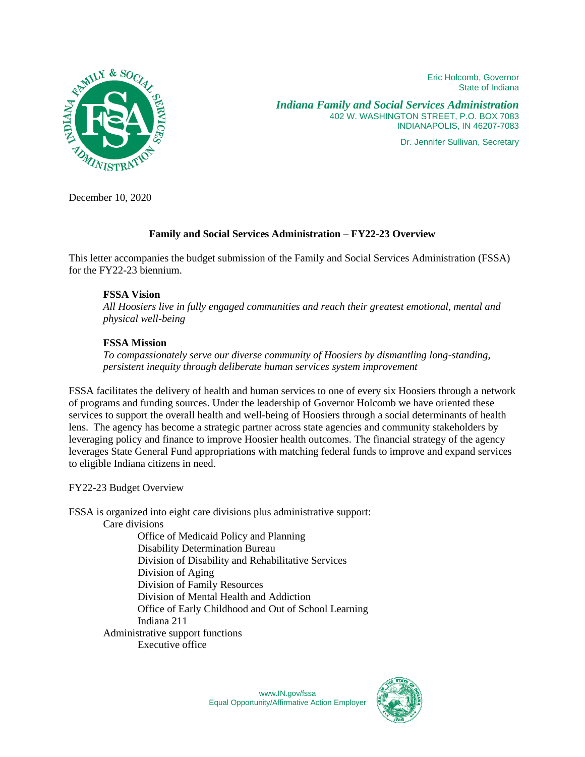Eric Holcomb, Governor
State of Indiana

***Indiana Family and Social Services Administration***
402 W. WASHINGTON STREET, P.O. BOX 7083
INDIANAPOLIS, IN 46207-7083

Dr. Jennifer Sullivan, Secretary

December 10, 2020

## Family and Social Services Administration – FY22-23 Overview

This letter accompanies the budget submission of the Family and Social Services Administration (FSSA) for the FY22-23 biennium.

**FSSA Vision**
*All Hoosiers live in fully engaged communities and reach their greatest emotional, mental and physical well-being*

**FSSA Mission**
*To compassionately serve our diverse community of Hoosiers by dismantling long-standing, persistent inequity through deliberate human services system improvement*

FSSA facilitates the delivery of health and human services to one of every six Hoosiers through a network of programs and funding sources. Under the leadership of Governor Holcomb we have oriented these services to support the overall health and well-being of Hoosiers through a social determinants of health lens. The agency has become a strategic partner across state agencies and community stakeholders by leveraging policy and finance to improve Hoosier health outcomes. The financial strategy of the agency leverages State General Fund appropriations with matching federal funds to improve and expand services to eligible Indiana citizens in need.

FY22-23 Budget Overview

FSSA is organized into eight care divisions plus administrative support:

- Care divisions
  - Office of Medicaid Policy and Planning
  - Disability Determination Bureau
  - Division of Disability and Rehabilitative Services
  - Division of Aging
  - Division of Family Resources
  - Division of Mental Health and Addiction
  - Office of Early Childhood and Out of School Learning
  - Indiana 211
- Administrative support functions
  - Executive office

www.IN.gov/fssa
Equal Opportunity/Affirmative Action Employer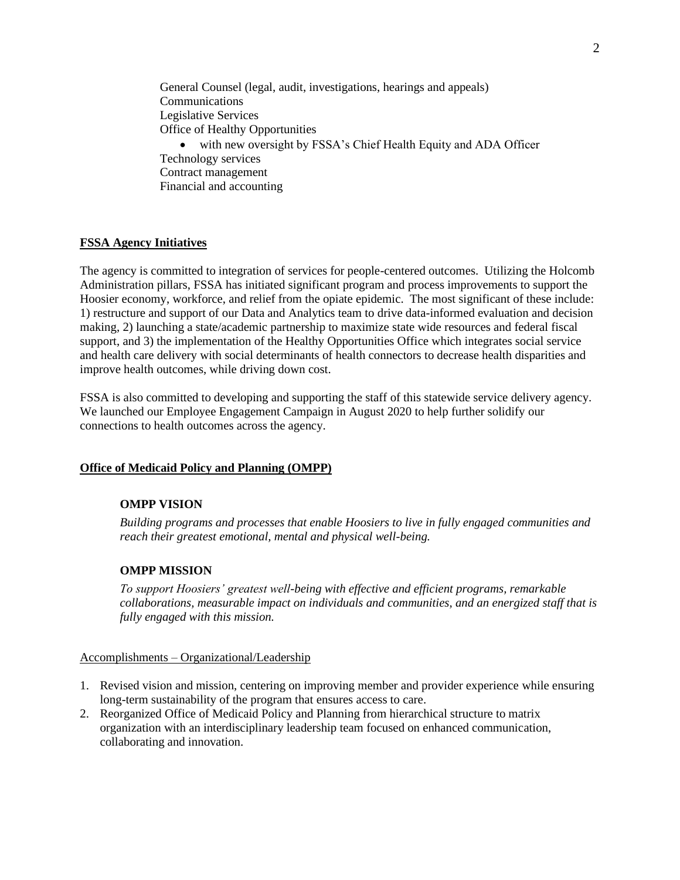General Counsel (legal, audit, investigations, hearings and appeals)
Communications
Legislative Services
Office of Healthy Opportunities

- with new oversight by FSSA's Chief Health Equity and ADA Officer

Technology services
Contract management
Financial and accounting

## FSSA Agency Initiatives

The agency is committed to integration of services for people-centered outcomes. Utilizing the Holcomb Administration pillars, FSSA has initiated significant program and process improvements to support the Hoosier economy, workforce, and relief from the opiate epidemic. The most significant of these include: 1) restructure and support of our Data and Analytics team to drive data-informed evaluation and decision making, 2) launching a state/academic partnership to maximize state wide resources and federal fiscal support, and 3) the implementation of the Healthy Opportunities Office which integrates social service and health care delivery with social determinants of health connectors to decrease health disparities and improve health outcomes, while driving down cost.

FSSA is also committed to developing and supporting the staff of this statewide service delivery agency. We launched our Employee Engagement Campaign in August 2020 to help further solidify our connections to health outcomes across the agency.

## Office of Medicaid Policy and Planning (OMPP)

### OMPP VISION

*Building programs and processes that enable Hoosiers to live in fully engaged communities and reach their greatest emotional, mental and physical well-being.*

### OMPP MISSION

*To support Hoosiers' greatest well-being with effective and efficient programs, remarkable collaborations, measurable impact on individuals and communities, and an energized staff that is fully engaged with this mission.*

Accomplishments – Organizational/Leadership

1. Revised vision and mission, centering on improving member and provider experience while ensuring long-term sustainability of the program that ensures access to care.
2. Reorganized Office of Medicaid Policy and Planning from hierarchical structure to matrix organization with an interdisciplinary leadership team focused on enhanced communication, collaborating and innovation.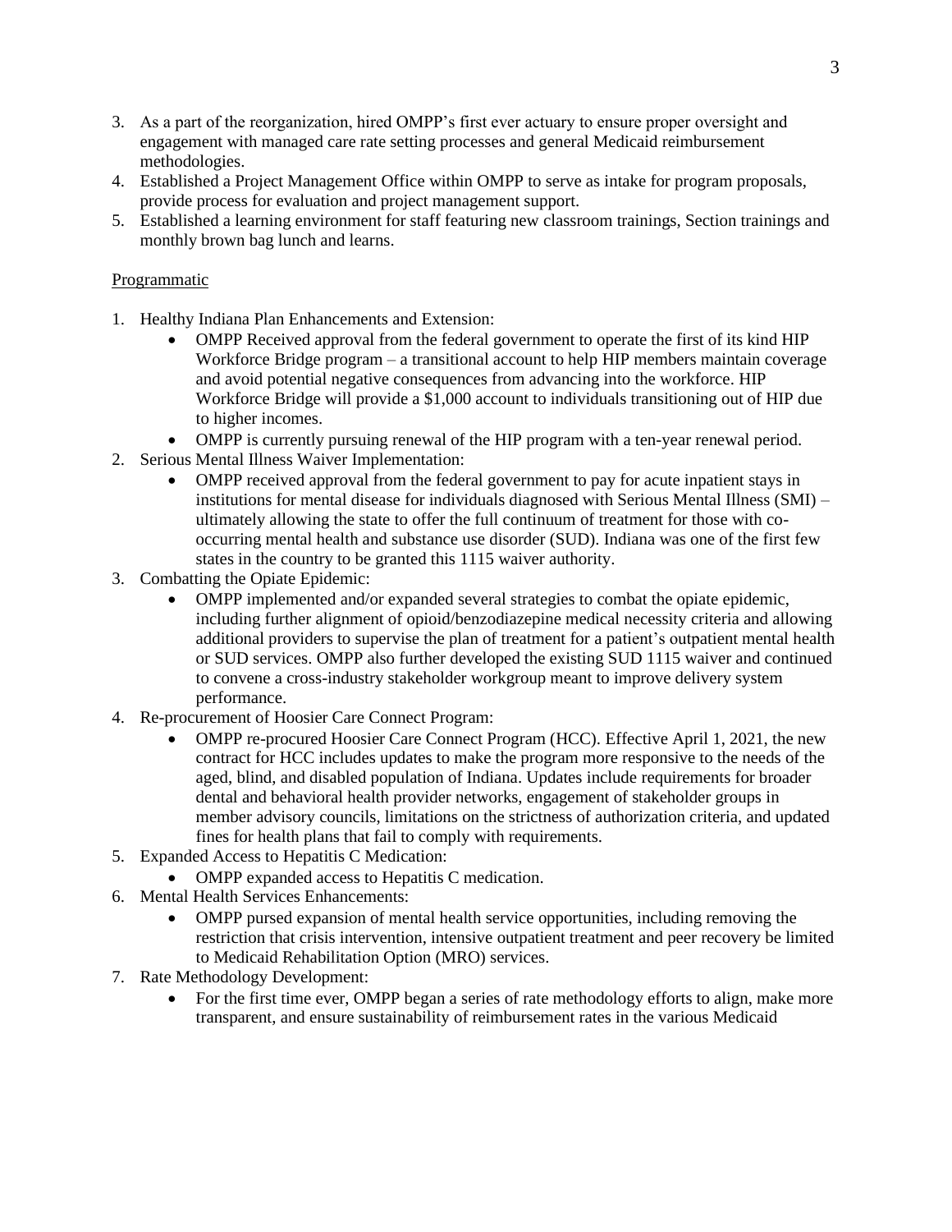3. As a part of the reorganization, hired OMPP's first ever actuary to ensure proper oversight and engagement with managed care rate setting processes and general Medicaid reimbursement methodologies.
4. Established a Project Management Office within OMPP to serve as intake for program proposals, provide process for evaluation and project management support.
5. Established a learning environment for staff featuring new classroom trainings, Section trainings and monthly brown bag lunch and learns.

Programmatic

1. Healthy Indiana Plan Enhancements and Extension:
    - OMPP Received approval from the federal government to operate the first of its kind HIP Workforce Bridge program – a transitional account to help HIP members maintain coverage and avoid potential negative consequences from advancing into the workforce. HIP Workforce Bridge will provide a $1,000 account to individuals transitioning out of HIP due to higher incomes.
    - OMPP is currently pursuing renewal of the HIP program with a ten-year renewal period.
2. Serious Mental Illness Waiver Implementation:
    - OMPP received approval from the federal government to pay for acute inpatient stays in institutions for mental disease for individuals diagnosed with Serious Mental Illness (SMI) – ultimately allowing the state to offer the full continuum of treatment for those with co-occurring mental health and substance use disorder (SUD). Indiana was one of the first few states in the country to be granted this 1115 waiver authority.
3. Combatting the Opiate Epidemic:
    - OMPP implemented and/or expanded several strategies to combat the opiate epidemic, including further alignment of opioid/benzodiazepine medical necessity criteria and allowing additional providers to supervise the plan of treatment for a patient's outpatient mental health or SUD services. OMPP also further developed the existing SUD 1115 waiver and continued to convene a cross-industry stakeholder workgroup meant to improve delivery system performance.
4. Re-procurement of Hoosier Care Connect Program:
    - OMPP re-procured Hoosier Care Connect Program (HCC). Effective April 1, 2021, the new contract for HCC includes updates to make the program more responsive to the needs of the aged, blind, and disabled population of Indiana. Updates include requirements for broader dental and behavioral health provider networks, engagement of stakeholder groups in member advisory councils, limitations on the strictness of authorization criteria, and updated fines for health plans that fail to comply with requirements.
5. Expanded Access to Hepatitis C Medication:
    - OMPP expanded access to Hepatitis C medication.
6. Mental Health Services Enhancements:
    - OMPP pursed expansion of mental health service opportunities, including removing the restriction that crisis intervention, intensive outpatient treatment and peer recovery be limited to Medicaid Rehabilitation Option (MRO) services.
7. Rate Methodology Development:
    - For the first time ever, OMPP began a series of rate methodology efforts to align, make more transparent, and ensure sustainability of reimbursement rates in the various Medicaid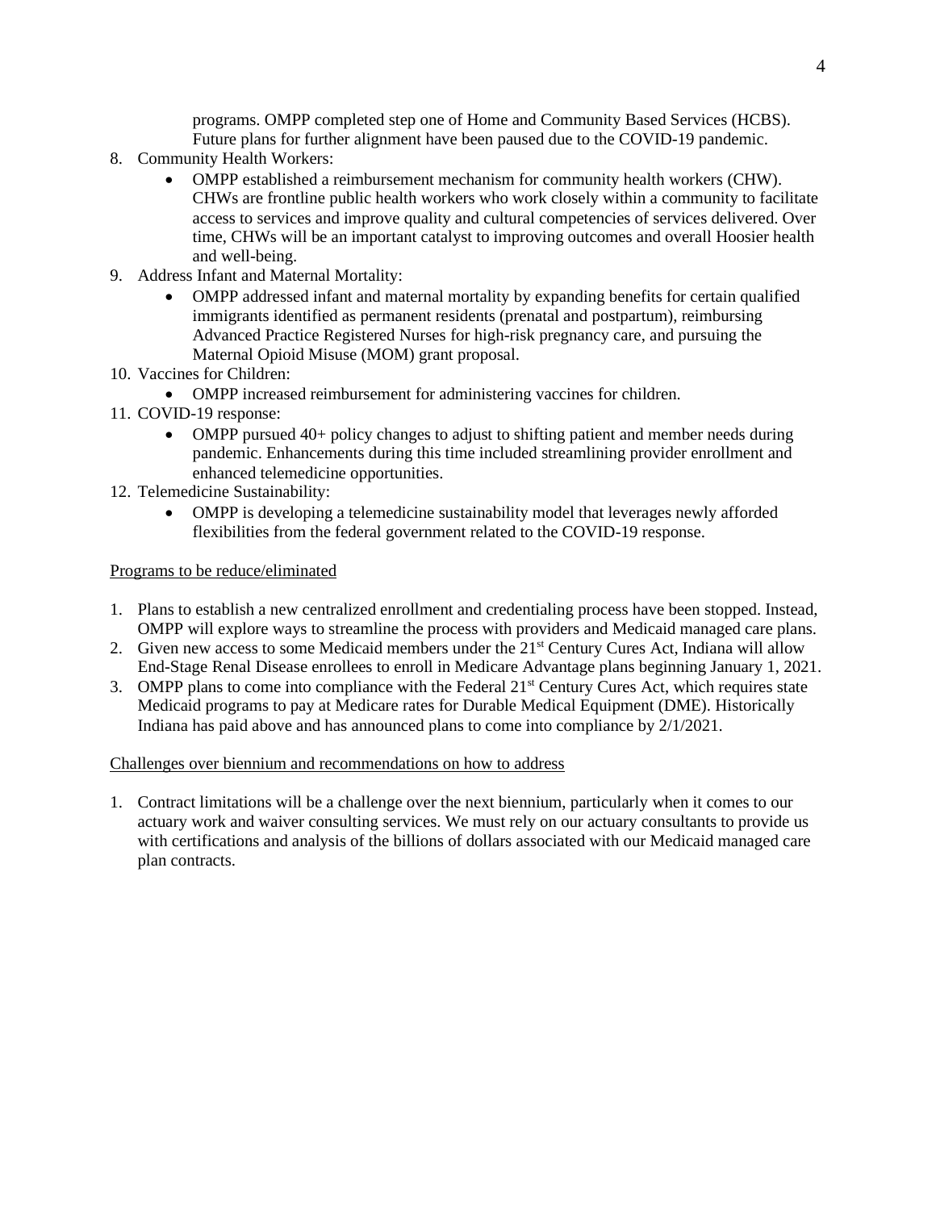programs. OMPP completed step one of Home and Community Based Services (HCBS). Future plans for further alignment have been paused due to the COVID-19 pandemic.

8. Community Health Workers:
    - OMPP established a reimbursement mechanism for community health workers (CHW). CHWs are frontline public health workers who work closely within a community to facilitate access to services and improve quality and cultural competencies of services delivered. Over time, CHWs will be an important catalyst to improving outcomes and overall Hoosier health and well-being.
9. Address Infant and Maternal Mortality:
    - OMPP addressed infant and maternal mortality by expanding benefits for certain qualified immigrants identified as permanent residents (prenatal and postpartum), reimbursing Advanced Practice Registered Nurses for high-risk pregnancy care, and pursuing the Maternal Opioid Misuse (MOM) grant proposal.
10. Vaccines for Children:
    - OMPP increased reimbursement for administering vaccines for children.
11. COVID-19 response:
    - OMPP pursued 40+ policy changes to adjust to shifting patient and member needs during pandemic. Enhancements during this time included streamlining provider enrollment and enhanced telemedicine opportunities.
12. Telemedicine Sustainability:
    - OMPP is developing a telemedicine sustainability model that leverages newly afforded flexibilities from the federal government related to the COVID-19 response.

<u>Programs to be reduce/eliminated</u>

1. Plans to establish a new centralized enrollment and credentialing process have been stopped. Instead, OMPP will explore ways to streamline the process with providers and Medicaid managed care plans.
2. Given new access to some Medicaid members under the 21st Century Cures Act, Indiana will allow End-Stage Renal Disease enrollees to enroll in Medicare Advantage plans beginning January 1, 2021.
3. OMPP plans to come into compliance with the Federal 21st Century Cures Act, which requires state Medicaid programs to pay at Medicare rates for Durable Medical Equipment (DME). Historically Indiana has paid above and has announced plans to come into compliance by 2/1/2021.

<u>Challenges over biennium and recommendations on how to address</u>

1. Contract limitations will be a challenge over the next biennium, particularly when it comes to our actuary work and waiver consulting services. We must rely on our actuary consultants to provide us with certifications and analysis of the billions of dollars associated with our Medicaid managed care plan contracts.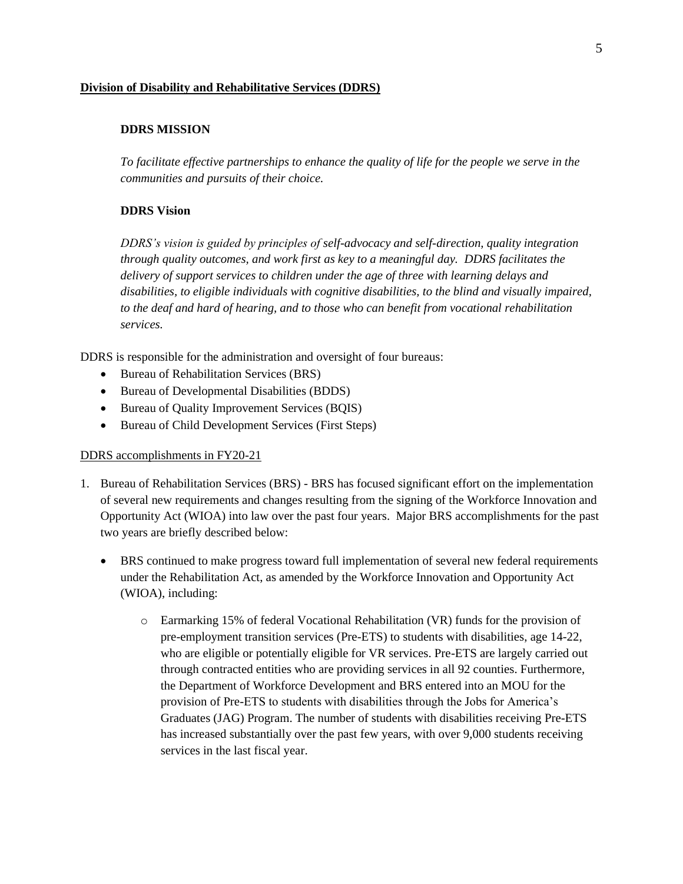**<u>Division of Disability and Rehabilitative Services (DDRS)</u>**

**DDRS MISSION**

*To facilitate effective partnerships to enhance the quality of life for the people we serve in the communities and pursuits of their choice.*

**DDRS Vision**

*DDRS's vision is guided by principles of self-advocacy and self-direction, quality integration through quality outcomes, and work first as key to a meaningful day. DDRS facilitates the delivery of support services to children under the age of three with learning delays and disabilities, to eligible individuals with cognitive disabilities, to the blind and visually impaired, to the deaf and hard of hearing, and to those who can benefit from vocational rehabilitation services.*

DDRS is responsible for the administration and oversight of four bureaus:

- Bureau of Rehabilitation Services (BRS)
- Bureau of Developmental Disabilities (BDDS)
- Bureau of Quality Improvement Services (BQIS)
- Bureau of Child Development Services (First Steps)

<u>DDRS accomplishments in FY20-21</u>

1. Bureau of Rehabilitation Services (BRS) - BRS has focused significant effort on the implementation of several new requirements and changes resulting from the signing of the Workforce Innovation and Opportunity Act (WIOA) into law over the past four years. Major BRS accomplishments for the past two years are briefly described below:

   - BRS continued to make progress toward full implementation of several new federal requirements under the Rehabilitation Act, as amended by the Workforce Innovation and Opportunity Act (WIOA), including:

     - Earmarking 15% of federal Vocational Rehabilitation (VR) funds for the provision of pre-employment transition services (Pre-ETS) to students with disabilities, age 14-22, who are eligible or potentially eligible for VR services. Pre-ETS are largely carried out through contracted entities who are providing services in all 92 counties. Furthermore, the Department of Workforce Development and BRS entered into an MOU for the provision of Pre-ETS to students with disabilities through the Jobs for America's Graduates (JAG) Program. The number of students with disabilities receiving Pre-ETS has increased substantially over the past few years, with over 9,000 students receiving services in the last fiscal year.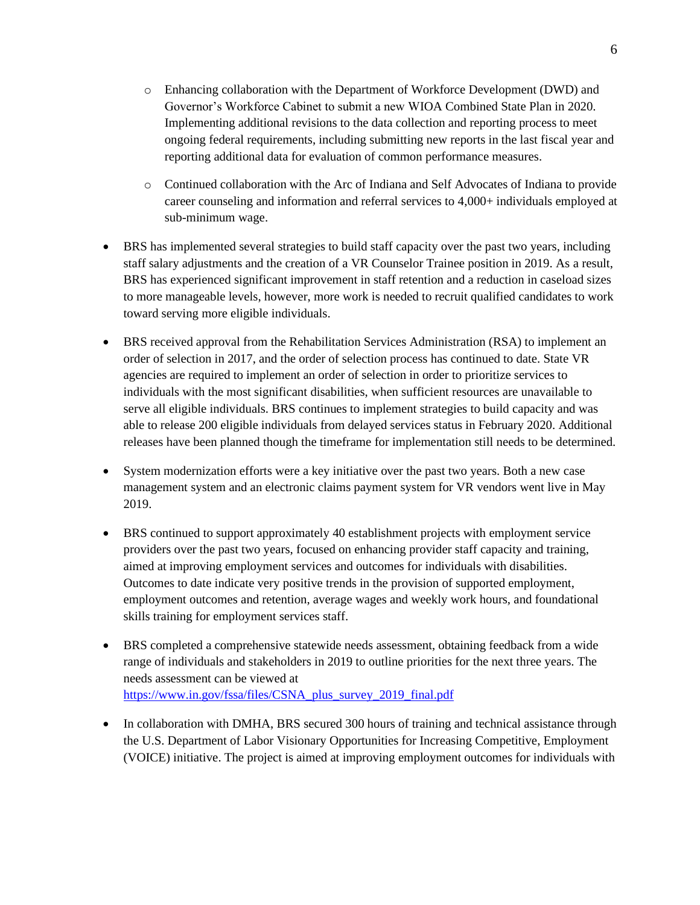- Enhancing collaboration with the Department of Workforce Development (DWD) and Governor's Workforce Cabinet to submit a new WIOA Combined State Plan in 2020. Implementing additional revisions to the data collection and reporting process to meet ongoing federal requirements, including submitting new reports in the last fiscal year and reporting additional data for evaluation of common performance measures.

  - Continued collaboration with the Arc of Indiana and Self Advocates of Indiana to provide career counseling and information and referral services to 4,000+ individuals employed at sub-minimum wage.

- BRS has implemented several strategies to build staff capacity over the past two years, including staff salary adjustments and the creation of a VR Counselor Trainee position in 2019. As a result, BRS has experienced significant improvement in staff retention and a reduction in caseload sizes to more manageable levels, however, more work is needed to recruit qualified candidates to work toward serving more eligible individuals.

- BRS received approval from the Rehabilitation Services Administration (RSA) to implement an order of selection in 2017, and the order of selection process has continued to date. State VR agencies are required to implement an order of selection in order to prioritize services to individuals with the most significant disabilities, when sufficient resources are unavailable to serve all eligible individuals. BRS continues to implement strategies to build capacity and was able to release 200 eligible individuals from delayed services status in February 2020. Additional releases have been planned though the timeframe for implementation still needs to be determined.

- System modernization efforts were a key initiative over the past two years. Both a new case management system and an electronic claims payment system for VR vendors went live in May 2019.

- BRS continued to support approximately 40 establishment projects with employment service providers over the past two years, focused on enhancing provider staff capacity and training, aimed at improving employment services and outcomes for individuals with disabilities. Outcomes to date indicate very positive trends in the provision of supported employment, employment outcomes and retention, average wages and weekly work hours, and foundational skills training for employment services staff.

- BRS completed a comprehensive statewide needs assessment, obtaining feedback from a wide range of individuals and stakeholders in 2019 to outline priorities for the next three years. The needs assessment can be viewed at https://www.in.gov/fssa/files/CSNA_plus_survey_2019_final.pdf

- In collaboration with DMHA, BRS secured 300 hours of training and technical assistance through the U.S. Department of Labor Visionary Opportunities for Increasing Competitive, Employment (VOICE) initiative. The project is aimed at improving employment outcomes for individuals with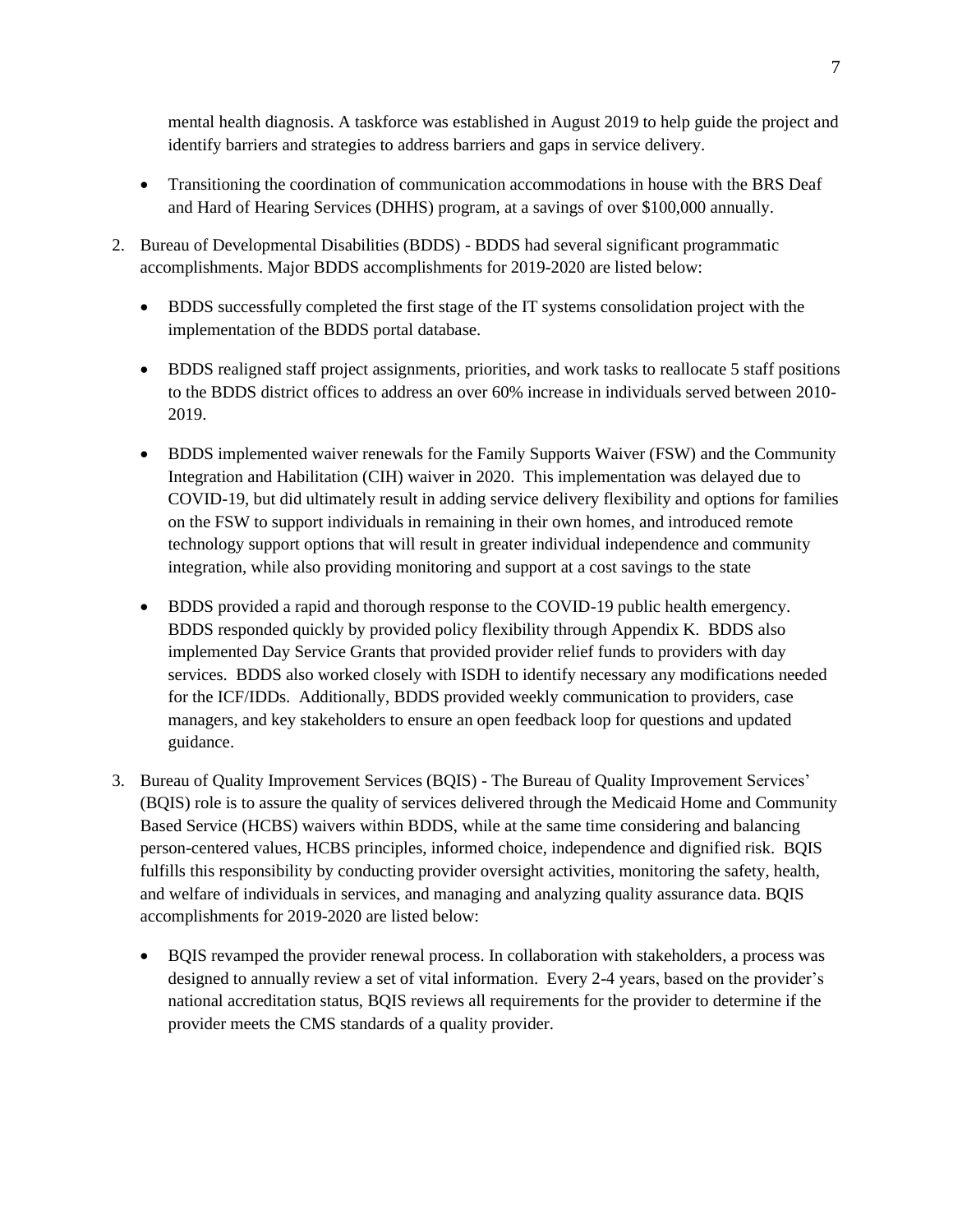mental health diagnosis. A taskforce was established in August 2019 to help guide the project and identify barriers and strategies to address barriers and gaps in service delivery.

- Transitioning the coordination of communication accommodations in house with the BRS Deaf and Hard of Hearing Services (DHHS) program, at a savings of over $100,000 annually.

2. Bureau of Developmental Disabilities (BDDS) - BDDS had several significant programmatic accomplishments. Major BDDS accomplishments for 2019-2020 are listed below:

   - BDDS successfully completed the first stage of the IT systems consolidation project with the implementation of the BDDS portal database.

   - BDDS realigned staff project assignments, priorities, and work tasks to reallocate 5 staff positions to the BDDS district offices to address an over 60% increase in individuals served between 2010-2019.

   - BDDS implemented waiver renewals for the Family Supports Waiver (FSW) and the Community Integration and Habilitation (CIH) waiver in 2020. This implementation was delayed due to COVID-19, but did ultimately result in adding service delivery flexibility and options for families on the FSW to support individuals in remaining in their own homes, and introduced remote technology support options that will result in greater individual independence and community integration, while also providing monitoring and support at a cost savings to the state

   - BDDS provided a rapid and thorough response to the COVID-19 public health emergency. BDDS responded quickly by provided policy flexibility through Appendix K. BDDS also implemented Day Service Grants that provided provider relief funds to providers with day services. BDDS also worked closely with ISDH to identify necessary any modifications needed for the ICF/IDDs. Additionally, BDDS provided weekly communication to providers, case managers, and key stakeholders to ensure an open feedback loop for questions and updated guidance.

3. Bureau of Quality Improvement Services (BQIS) - The Bureau of Quality Improvement Services' (BQIS) role is to assure the quality of services delivered through the Medicaid Home and Community Based Service (HCBS) waivers within BDDS, while at the same time considering and balancing person-centered values, HCBS principles, informed choice, independence and dignified risk. BQIS fulfills this responsibility by conducting provider oversight activities, monitoring the safety, health, and welfare of individuals in services, and managing and analyzing quality assurance data. BQIS accomplishments for 2019-2020 are listed below:

   - BQIS revamped the provider renewal process. In collaboration with stakeholders, a process was designed to annually review a set of vital information. Every 2-4 years, based on the provider's national accreditation status, BQIS reviews all requirements for the provider to determine if the provider meets the CMS standards of a quality provider.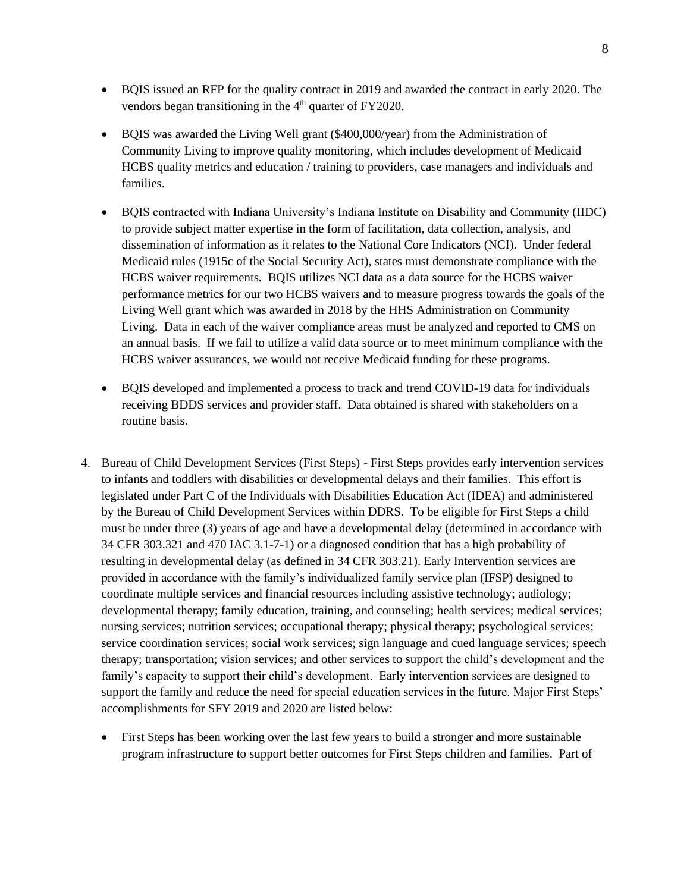- BQIS issued an RFP for the quality contract in 2019 and awarded the contract in early 2020. The vendors began transitioning in the 4th quarter of FY2020.

- BQIS was awarded the Living Well grant ($400,000/year) from the Administration of Community Living to improve quality monitoring, which includes development of Medicaid HCBS quality metrics and education / training to providers, case managers and individuals and families.

- BQIS contracted with Indiana University's Indiana Institute on Disability and Community (IIDC) to provide subject matter expertise in the form of facilitation, data collection, analysis, and dissemination of information as it relates to the National Core Indicators (NCI). Under federal Medicaid rules (1915c of the Social Security Act), states must demonstrate compliance with the HCBS waiver requirements. BQIS utilizes NCI data as a data source for the HCBS waiver performance metrics for our two HCBS waivers and to measure progress towards the goals of the Living Well grant which was awarded in 2018 by the HHS Administration on Community Living. Data in each of the waiver compliance areas must be analyzed and reported to CMS on an annual basis. If we fail to utilize a valid data source or to meet minimum compliance with the HCBS waiver assurances, we would not receive Medicaid funding for these programs.

- BQIS developed and implemented a process to track and trend COVID-19 data for individuals receiving BDDS services and provider staff. Data obtained is shared with stakeholders on a routine basis.

4. Bureau of Child Development Services (First Steps) - First Steps provides early intervention services to infants and toddlers with disabilities or developmental delays and their families. This effort is legislated under Part C of the Individuals with Disabilities Education Act (IDEA) and administered by the Bureau of Child Development Services within DDRS. To be eligible for First Steps a child must be under three (3) years of age and have a developmental delay (determined in accordance with 34 CFR 303.321 and 470 IAC 3.1-7-1) or a diagnosed condition that has a high probability of resulting in developmental delay (as defined in 34 CFR 303.21). Early Intervention services are provided in accordance with the family's individualized family service plan (IFSP) designed to coordinate multiple services and financial resources including assistive technology; audiology; developmental therapy; family education, training, and counseling; health services; medical services; nursing services; nutrition services; occupational therapy; physical therapy; psychological services; service coordination services; social work services; sign language and cued language services; speech therapy; transportation; vision services; and other services to support the child's development and the family's capacity to support their child's development. Early intervention services are designed to support the family and reduce the need for special education services in the future. Major First Steps' accomplishments for SFY 2019 and 2020 are listed below:

   - First Steps has been working over the last few years to build a stronger and more sustainable program infrastructure to support better outcomes for First Steps children and families. Part of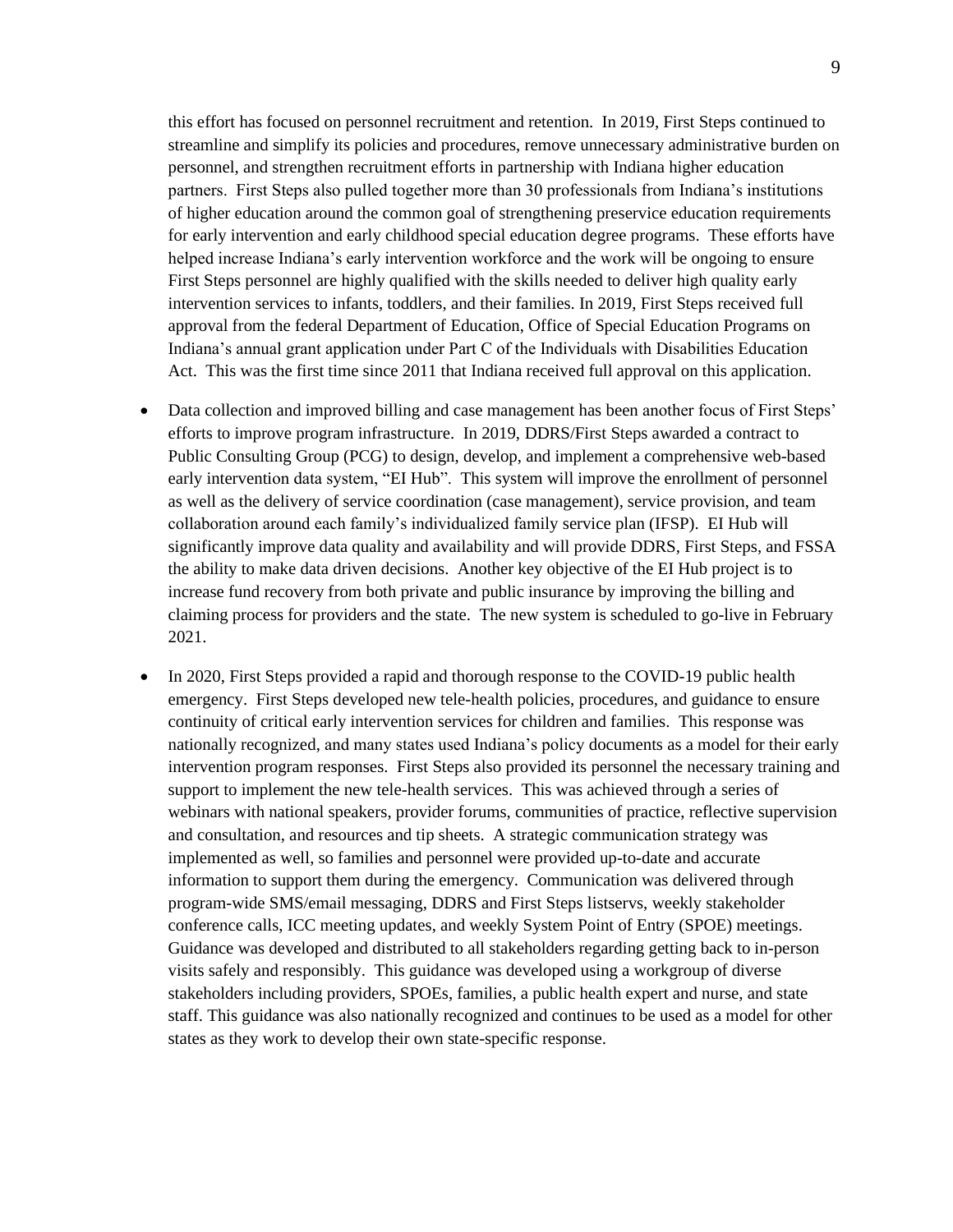this effort has focused on personnel recruitment and retention. In 2019, First Steps continued to streamline and simplify its policies and procedures, remove unnecessary administrative burden on personnel, and strengthen recruitment efforts in partnership with Indiana higher education partners. First Steps also pulled together more than 30 professionals from Indiana's institutions of higher education around the common goal of strengthening preservice education requirements for early intervention and early childhood special education degree programs. These efforts have helped increase Indiana's early intervention workforce and the work will be ongoing to ensure First Steps personnel are highly qualified with the skills needed to deliver high quality early intervention services to infants, toddlers, and their families. In 2019, First Steps received full approval from the federal Department of Education, Office of Special Education Programs on Indiana's annual grant application under Part C of the Individuals with Disabilities Education Act. This was the first time since 2011 that Indiana received full approval on this application.

- Data collection and improved billing and case management has been another focus of First Steps' efforts to improve program infrastructure. In 2019, DDRS/First Steps awarded a contract to Public Consulting Group (PCG) to design, develop, and implement a comprehensive web-based early intervention data system, "EI Hub". This system will improve the enrollment of personnel as well as the delivery of service coordination (case management), service provision, and team collaboration around each family's individualized family service plan (IFSP). EI Hub will significantly improve data quality and availability and will provide DDRS, First Steps, and FSSA the ability to make data driven decisions. Another key objective of the EI Hub project is to increase fund recovery from both private and public insurance by improving the billing and claiming process for providers and the state. The new system is scheduled to go-live in February 2021.

- In 2020, First Steps provided a rapid and thorough response to the COVID-19 public health emergency. First Steps developed new tele-health policies, procedures, and guidance to ensure continuity of critical early intervention services for children and families. This response was nationally recognized, and many states used Indiana's policy documents as a model for their early intervention program responses. First Steps also provided its personnel the necessary training and support to implement the new tele-health services. This was achieved through a series of webinars with national speakers, provider forums, communities of practice, reflective supervision and consultation, and resources and tip sheets. A strategic communication strategy was implemented as well, so families and personnel were provided up-to-date and accurate information to support them during the emergency. Communication was delivered through program-wide SMS/email messaging, DDRS and First Steps listservs, weekly stakeholder conference calls, ICC meeting updates, and weekly System Point of Entry (SPOE) meetings. Guidance was developed and distributed to all stakeholders regarding getting back to in-person visits safely and responsibly. This guidance was developed using a workgroup of diverse stakeholders including providers, SPOEs, families, a public health expert and nurse, and state staff. This guidance was also nationally recognized and continues to be used as a model for other states as they work to develop their own state-specific response.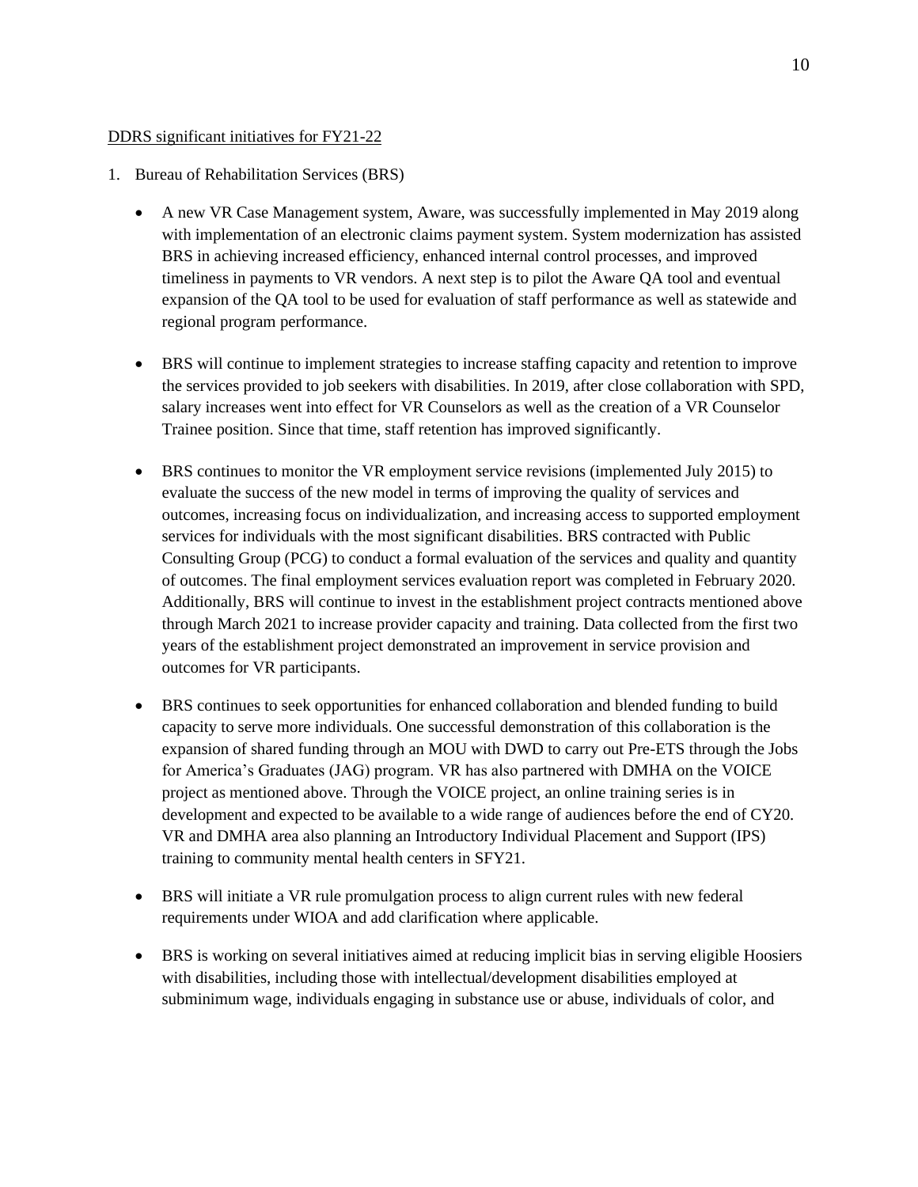<u>DDRS significant initiatives for FY21-22</u>

1. Bureau of Rehabilitation Services (BRS)

   - A new VR Case Management system, Aware, was successfully implemented in May 2019 along with implementation of an electronic claims payment system. System modernization has assisted BRS in achieving increased efficiency, enhanced internal control processes, and improved timeliness in payments to VR vendors. A next step is to pilot the Aware QA tool and eventual expansion of the QA tool to be used for evaluation of staff performance as well as statewide and regional program performance.

   - BRS will continue to implement strategies to increase staffing capacity and retention to improve the services provided to job seekers with disabilities. In 2019, after close collaboration with SPD, salary increases went into effect for VR Counselors as well as the creation of a VR Counselor Trainee position. Since that time, staff retention has improved significantly.

   - BRS continues to monitor the VR employment service revisions (implemented July 2015) to evaluate the success of the new model in terms of improving the quality of services and outcomes, increasing focus on individualization, and increasing access to supported employment services for individuals with the most significant disabilities. BRS contracted with Public Consulting Group (PCG) to conduct a formal evaluation of the services and quality and quantity of outcomes. The final employment services evaluation report was completed in February 2020. Additionally, BRS will continue to invest in the establishment project contracts mentioned above through March 2021 to increase provider capacity and training. Data collected from the first two years of the establishment project demonstrated an improvement in service provision and outcomes for VR participants.

   - BRS continues to seek opportunities for enhanced collaboration and blended funding to build capacity to serve more individuals. One successful demonstration of this collaboration is the expansion of shared funding through an MOU with DWD to carry out Pre-ETS through the Jobs for America's Graduates (JAG) program. VR has also partnered with DMHA on the VOICE project as mentioned above. Through the VOICE project, an online training series is in development and expected to be available to a wide range of audiences before the end of CY20. VR and DMHA area also planning an Introductory Individual Placement and Support (IPS) training to community mental health centers in SFY21.

   - BRS will initiate a VR rule promulgation process to align current rules with new federal requirements under WIOA and add clarification where applicable.

   - BRS is working on several initiatives aimed at reducing implicit bias in serving eligible Hoosiers with disabilities, including those with intellectual/development disabilities employed at subminimum wage, individuals engaging in substance use or abuse, individuals of color, and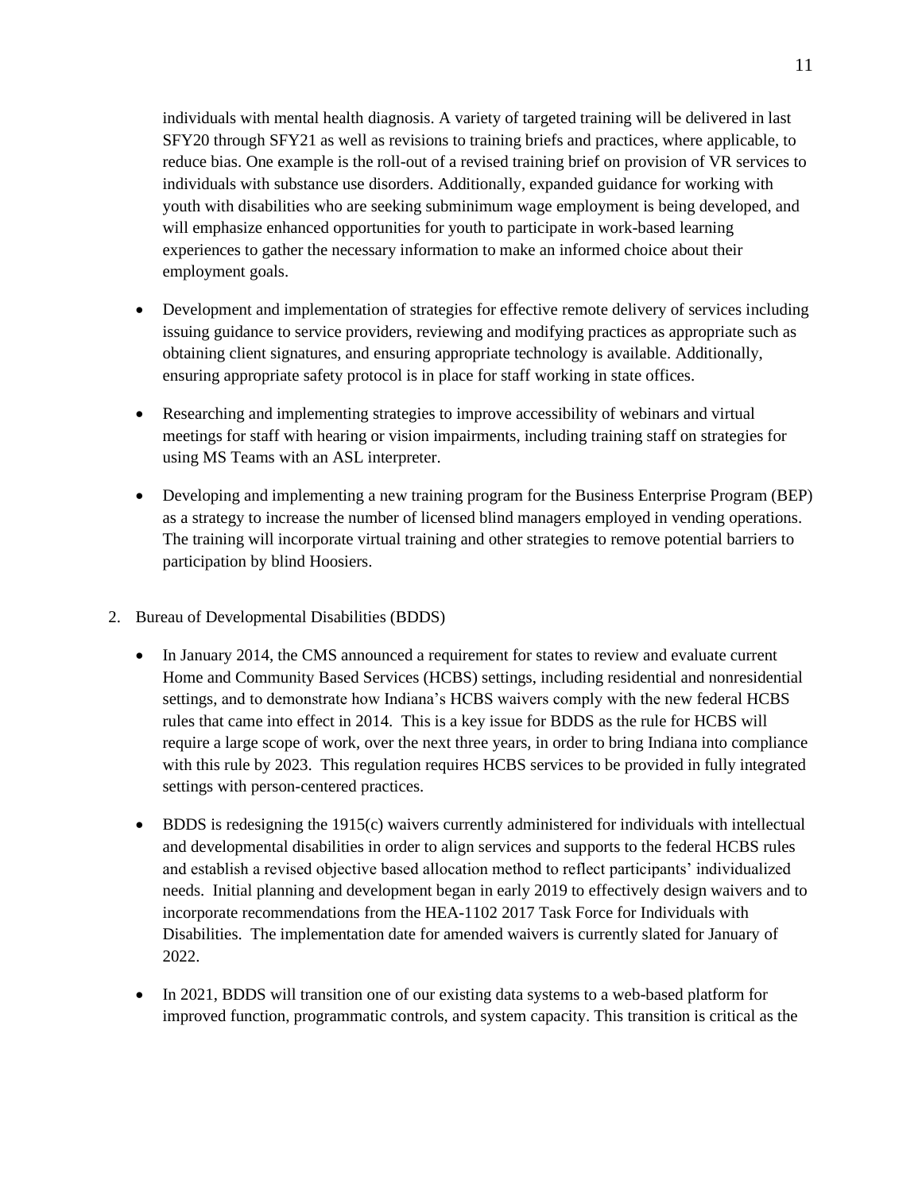individuals with mental health diagnosis. A variety of targeted training will be delivered in last SFY20 through SFY21 as well as revisions to training briefs and practices, where applicable, to reduce bias. One example is the roll-out of a revised training brief on provision of VR services to individuals with substance use disorders. Additionally, expanded guidance for working with youth with disabilities who are seeking subminimum wage employment is being developed, and will emphasize enhanced opportunities for youth to participate in work-based learning experiences to gather the necessary information to make an informed choice about their employment goals.

- Development and implementation of strategies for effective remote delivery of services including issuing guidance to service providers, reviewing and modifying practices as appropriate such as obtaining client signatures, and ensuring appropriate technology is available. Additionally, ensuring appropriate safety protocol is in place for staff working in state offices.

- Researching and implementing strategies to improve accessibility of webinars and virtual meetings for staff with hearing or vision impairments, including training staff on strategies for using MS Teams with an ASL interpreter.

- Developing and implementing a new training program for the Business Enterprise Program (BEP) as a strategy to increase the number of licensed blind managers employed in vending operations. The training will incorporate virtual training and other strategies to remove potential barriers to participation by blind Hoosiers.

2. Bureau of Developmental Disabilities (BDDS)

   - In January 2014, the CMS announced a requirement for states to review and evaluate current Home and Community Based Services (HCBS) settings, including residential and nonresidential settings, and to demonstrate how Indiana's HCBS waivers comply with the new federal HCBS rules that came into effect in 2014. This is a key issue for BDDS as the rule for HCBS will require a large scope of work, over the next three years, in order to bring Indiana into compliance with this rule by 2023. This regulation requires HCBS services to be provided in fully integrated settings with person-centered practices.

   - BDDS is redesigning the 1915(c) waivers currently administered for individuals with intellectual and developmental disabilities in order to align services and supports to the federal HCBS rules and establish a revised objective based allocation method to reflect participants' individualized needs. Initial planning and development began in early 2019 to effectively design waivers and to incorporate recommendations from the HEA-1102 2017 Task Force for Individuals with Disabilities. The implementation date for amended waivers is currently slated for January of 2022.

   - In 2021, BDDS will transition one of our existing data systems to a web-based platform for improved function, programmatic controls, and system capacity. This transition is critical as the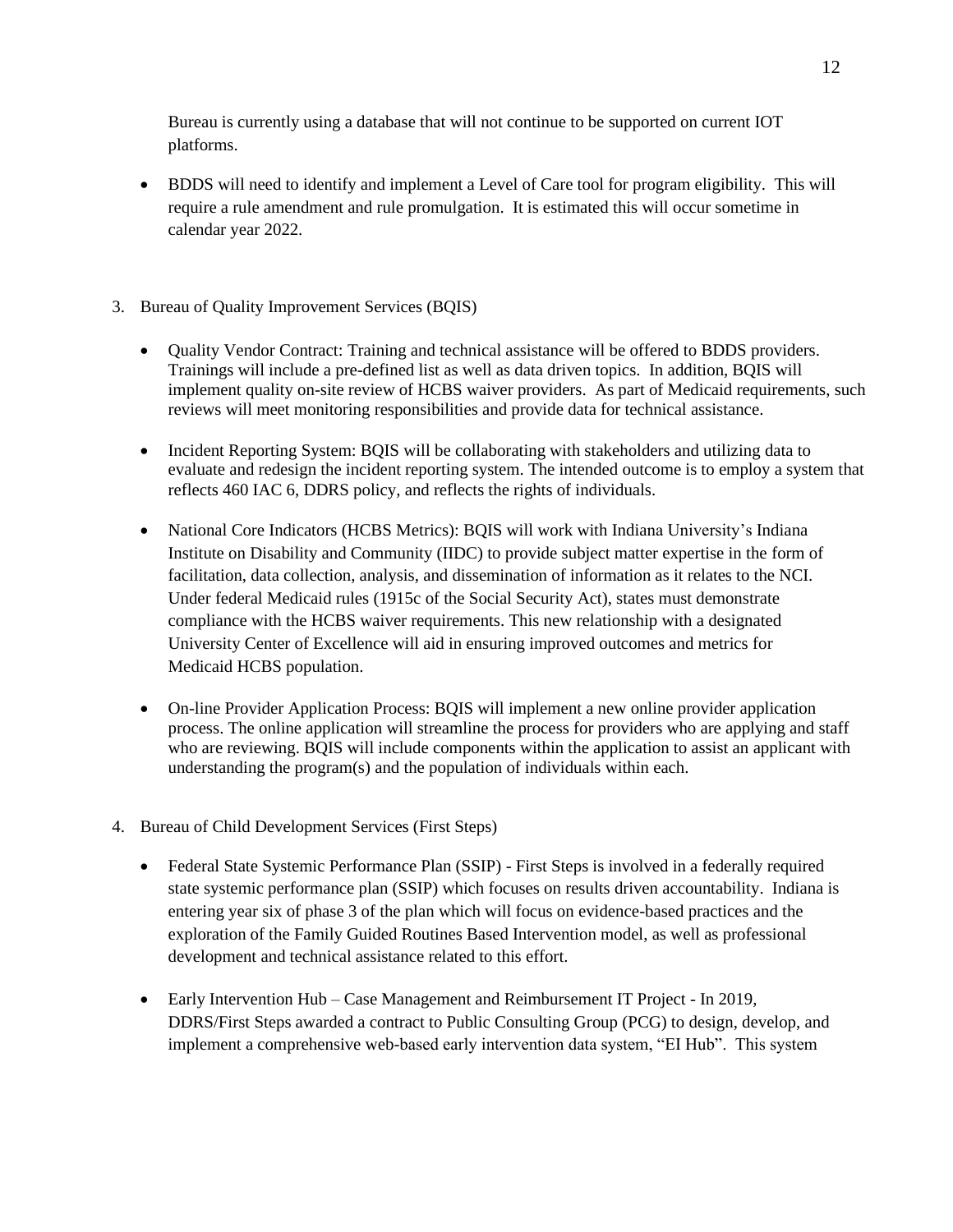Bureau is currently using a database that will not continue to be supported on current IOT platforms.

- BDDS will need to identify and implement a Level of Care tool for program eligibility. This will require a rule amendment and rule promulgation. It is estimated this will occur sometime in calendar year 2022.

3. Bureau of Quality Improvement Services (BQIS)

   - Quality Vendor Contract: Training and technical assistance will be offered to BDDS providers. Trainings will include a pre-defined list as well as data driven topics. In addition, BQIS will implement quality on-site review of HCBS waiver providers. As part of Medicaid requirements, such reviews will meet monitoring responsibilities and provide data for technical assistance.

   - Incident Reporting System: BQIS will be collaborating with stakeholders and utilizing data to evaluate and redesign the incident reporting system. The intended outcome is to employ a system that reflects 460 IAC 6, DDRS policy, and reflects the rights of individuals.

   - National Core Indicators (HCBS Metrics): BQIS will work with Indiana University's Indiana Institute on Disability and Community (IIDC) to provide subject matter expertise in the form of facilitation, data collection, analysis, and dissemination of information as it relates to the NCI. Under federal Medicaid rules (1915c of the Social Security Act), states must demonstrate compliance with the HCBS waiver requirements. This new relationship with a designated University Center of Excellence will aid in ensuring improved outcomes and metrics for Medicaid HCBS population.

   - On-line Provider Application Process: BQIS will implement a new online provider application process. The online application will streamline the process for providers who are applying and staff who are reviewing. BQIS will include components within the application to assist an applicant with understanding the program(s) and the population of individuals within each.

4. Bureau of Child Development Services (First Steps)

   - Federal State Systemic Performance Plan (SSIP) - First Steps is involved in a federally required state systemic performance plan (SSIP) which focuses on results driven accountability. Indiana is entering year six of phase 3 of the plan which will focus on evidence-based practices and the exploration of the Family Guided Routines Based Intervention model, as well as professional development and technical assistance related to this effort.

   - Early Intervention Hub – Case Management and Reimbursement IT Project - In 2019, DDRS/First Steps awarded a contract to Public Consulting Group (PCG) to design, develop, and implement a comprehensive web-based early intervention data system, "EI Hub". This system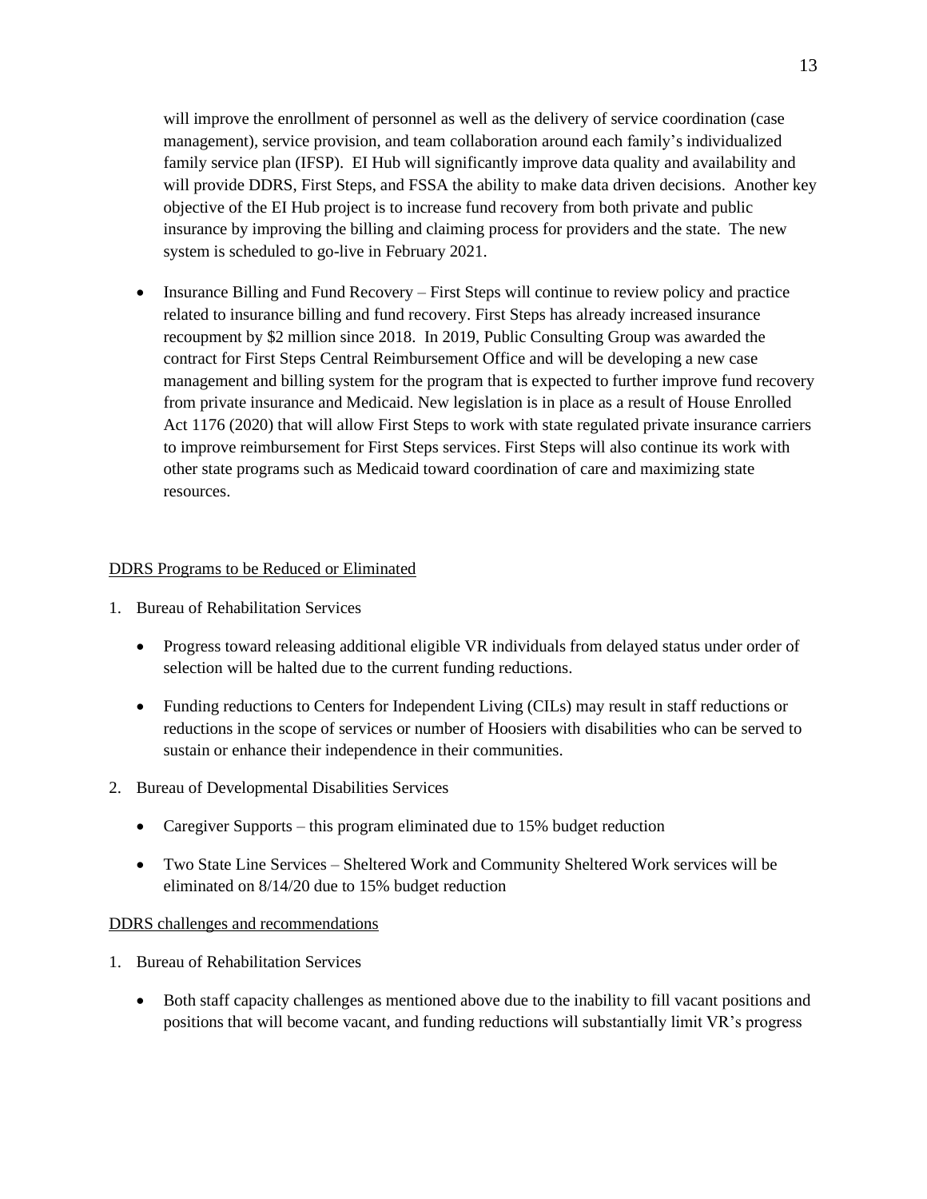will improve the enrollment of personnel as well as the delivery of service coordination (case management), service provision, and team collaboration around each family's individualized family service plan (IFSP). EI Hub will significantly improve data quality and availability and will provide DDRS, First Steps, and FSSA the ability to make data driven decisions. Another key objective of the EI Hub project is to increase fund recovery from both private and public insurance by improving the billing and claiming process for providers and the state. The new system is scheduled to go-live in February 2021.

- Insurance Billing and Fund Recovery – First Steps will continue to review policy and practice related to insurance billing and fund recovery. First Steps has already increased insurance recoupment by $2 million since 2018. In 2019, Public Consulting Group was awarded the contract for First Steps Central Reimbursement Office and will be developing a new case management and billing system for the program that is expected to further improve fund recovery from private insurance and Medicaid. New legislation is in place as a result of House Enrolled Act 1176 (2020) that will allow First Steps to work with state regulated private insurance carriers to improve reimbursement for First Steps services. First Steps will also continue its work with other state programs such as Medicaid toward coordination of care and maximizing state resources.

<u>DDRS Programs to be Reduced or Eliminated</u>

1. Bureau of Rehabilitation Services
   - Progress toward releasing additional eligible VR individuals from delayed status under order of selection will be halted due to the current funding reductions.
   - Funding reductions to Centers for Independent Living (CILs) may result in staff reductions or reductions in the scope of services or number of Hoosiers with disabilities who can be served to sustain or enhance their independence in their communities.
2. Bureau of Developmental Disabilities Services
   - Caregiver Supports – this program eliminated due to 15% budget reduction
   - Two State Line Services – Sheltered Work and Community Sheltered Work services will be eliminated on 8/14/20 due to 15% budget reduction

<u>DDRS challenges and recommendations</u>

1. Bureau of Rehabilitation Services
   - Both staff capacity challenges as mentioned above due to the inability to fill vacant positions and positions that will become vacant, and funding reductions will substantially limit VR's progress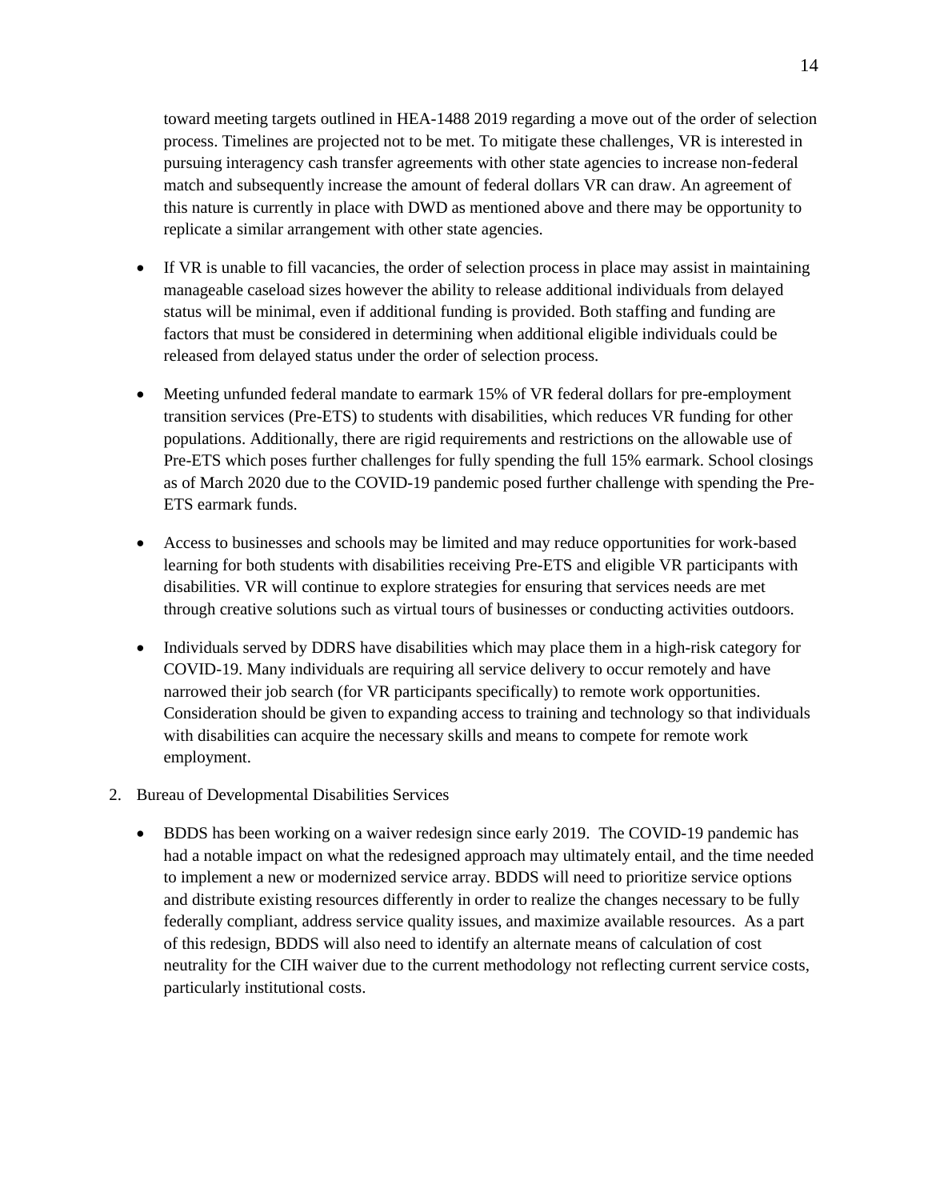toward meeting targets outlined in HEA-1488 2019 regarding a move out of the order of selection process. Timelines are projected not to be met. To mitigate these challenges, VR is interested in pursuing interagency cash transfer agreements with other state agencies to increase non-federal match and subsequently increase the amount of federal dollars VR can draw. An agreement of this nature is currently in place with DWD as mentioned above and there may be opportunity to replicate a similar arrangement with other state agencies.

- If VR is unable to fill vacancies, the order of selection process in place may assist in maintaining manageable caseload sizes however the ability to release additional individuals from delayed status will be minimal, even if additional funding is provided. Both staffing and funding are factors that must be considered in determining when additional eligible individuals could be released from delayed status under the order of selection process.

- Meeting unfunded federal mandate to earmark 15% of VR federal dollars for pre-employment transition services (Pre-ETS) to students with disabilities, which reduces VR funding for other populations. Additionally, there are rigid requirements and restrictions on the allowable use of Pre-ETS which poses further challenges for fully spending the full 15% earmark. School closings as of March 2020 due to the COVID-19 pandemic posed further challenge with spending the Pre-ETS earmark funds.

- Access to businesses and schools may be limited and may reduce opportunities for work-based learning for both students with disabilities receiving Pre-ETS and eligible VR participants with disabilities. VR will continue to explore strategies for ensuring that services needs are met through creative solutions such as virtual tours of businesses or conducting activities outdoors.

- Individuals served by DDRS have disabilities which may place them in a high-risk category for COVID-19. Many individuals are requiring all service delivery to occur remotely and have narrowed their job search (for VR participants specifically) to remote work opportunities. Consideration should be given to expanding access to training and technology so that individuals with disabilities can acquire the necessary skills and means to compete for remote work employment.

2. Bureau of Developmental Disabilities Services

   - BDDS has been working on a waiver redesign since early 2019. The COVID-19 pandemic has had a notable impact on what the redesigned approach may ultimately entail, and the time needed to implement a new or modernized service array. BDDS will need to prioritize service options and distribute existing resources differently in order to realize the changes necessary to be fully federally compliant, address service quality issues, and maximize available resources. As a part of this redesign, BDDS will also need to identify an alternate means of calculation of cost neutrality for the CIH waiver due to the current methodology not reflecting current service costs, particularly institutional costs.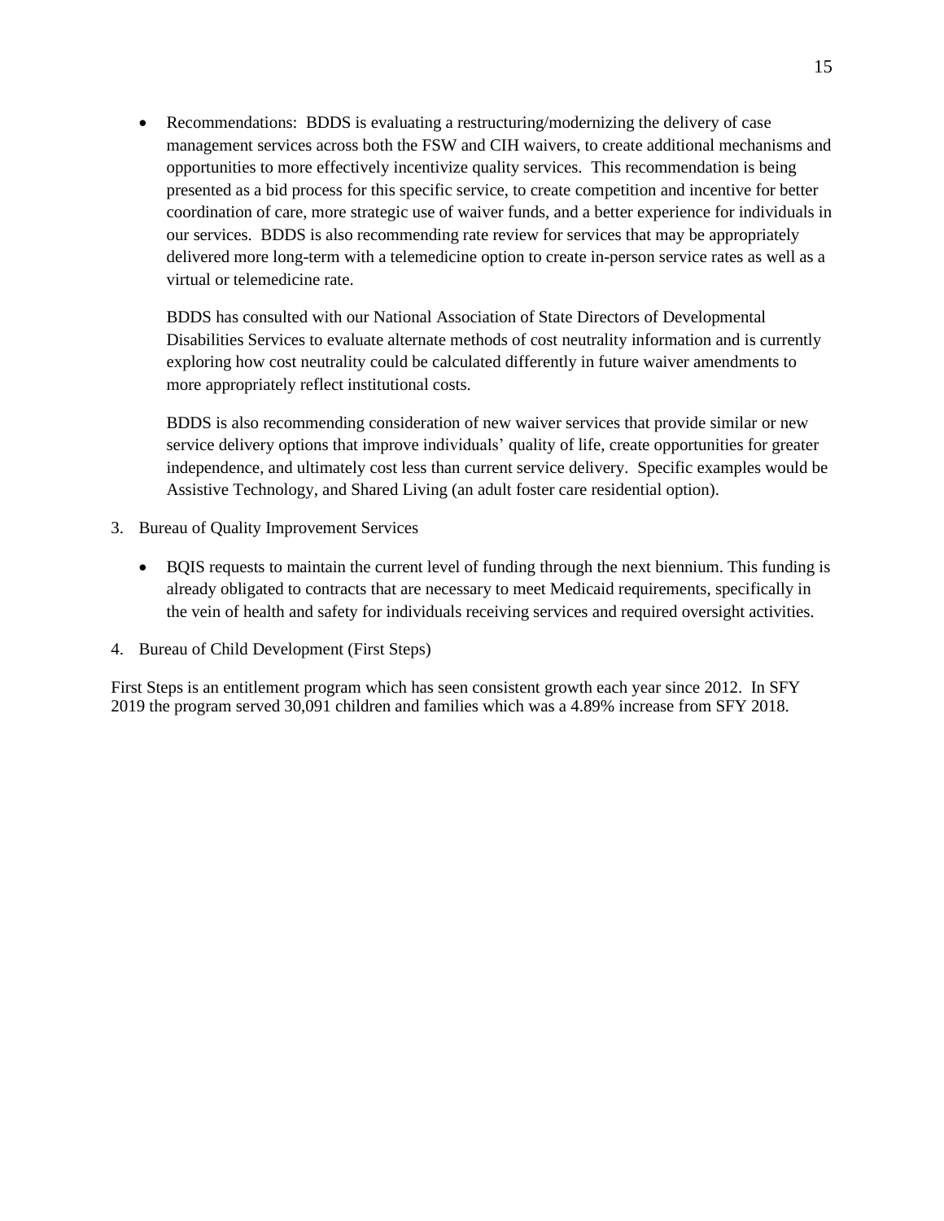- Recommendations: BDDS is evaluating a restructuring/modernizing the delivery of case management services across both the FSW and CIH waivers, to create additional mechanisms and opportunities to more effectively incentivize quality services. This recommendation is being presented as a bid process for this specific service, to create competition and incentive for better coordination of care, more strategic use of waiver funds, and a better experience for individuals in our services. BDDS is also recommending rate review for services that may be appropriately delivered more long-term with a telemedicine option to create in-person service rates as well as a virtual or telemedicine rate.

  BDDS has consulted with our National Association of State Directors of Developmental Disabilities Services to evaluate alternate methods of cost neutrality information and is currently exploring how cost neutrality could be calculated differently in future waiver amendments to more appropriately reflect institutional costs.

  BDDS is also recommending consideration of new waiver services that provide similar or new service delivery options that improve individuals' quality of life, create opportunities for greater independence, and ultimately cost less than current service delivery. Specific examples would be Assistive Technology, and Shared Living (an adult foster care residential option).

3. Bureau of Quality Improvement Services

   - BQIS requests to maintain the current level of funding through the next biennium. This funding is already obligated to contracts that are necessary to meet Medicaid requirements, specifically in the vein of health and safety for individuals receiving services and required oversight activities.

4. Bureau of Child Development (First Steps)

First Steps is an entitlement program which has seen consistent growth each year since 2012. In SFY 2019 the program served 30,091 children and families which was a 4.89% increase from SFY 2018.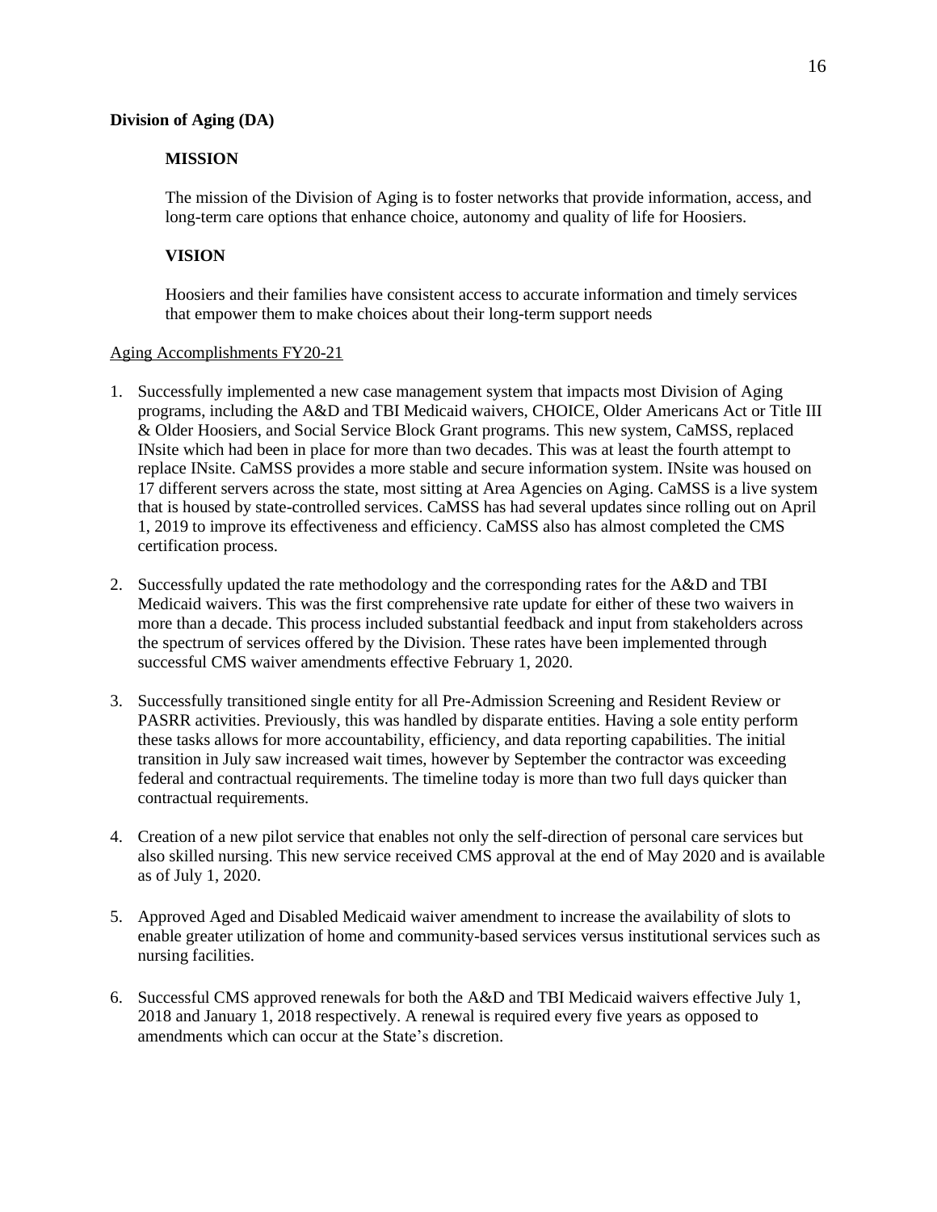**Division of Aging (DA)**

**MISSION**

The mission of the Division of Aging is to foster networks that provide information, access, and long-term care options that enhance choice, autonomy and quality of life for Hoosiers.

**VISION**

Hoosiers and their families have consistent access to accurate information and timely services that empower them to make choices about their long-term support needs

Aging Accomplishments FY20-21

1. Successfully implemented a new case management system that impacts most Division of Aging programs, including the A&D and TBI Medicaid waivers, CHOICE, Older Americans Act or Title III & Older Hoosiers, and Social Service Block Grant programs. This new system, CaMSS, replaced INsite which had been in place for more than two decades. This was at least the fourth attempt to replace INsite. CaMSS provides a more stable and secure information system. INsite was housed on 17 different servers across the state, most sitting at Area Agencies on Aging. CaMSS is a live system that is housed by state-controlled services. CaMSS has had several updates since rolling out on April 1, 2019 to improve its effectiveness and efficiency. CaMSS also has almost completed the CMS certification process.

2. Successfully updated the rate methodology and the corresponding rates for the A&D and TBI Medicaid waivers. This was the first comprehensive rate update for either of these two waivers in more than a decade. This process included substantial feedback and input from stakeholders across the spectrum of services offered by the Division. These rates have been implemented through successful CMS waiver amendments effective February 1, 2020.

3. Successfully transitioned single entity for all Pre-Admission Screening and Resident Review or PASRR activities. Previously, this was handled by disparate entities. Having a sole entity perform these tasks allows for more accountability, efficiency, and data reporting capabilities. The initial transition in July saw increased wait times, however by September the contractor was exceeding federal and contractual requirements. The timeline today is more than two full days quicker than contractual requirements.

4. Creation of a new pilot service that enables not only the self-direction of personal care services but also skilled nursing. This new service received CMS approval at the end of May 2020 and is available as of July 1, 2020.

5. Approved Aged and Disabled Medicaid waiver amendment to increase the availability of slots to enable greater utilization of home and community-based services versus institutional services such as nursing facilities.

6. Successful CMS approved renewals for both the A&D and TBI Medicaid waivers effective July 1, 2018 and January 1, 2018 respectively. A renewal is required every five years as opposed to amendments which can occur at the State's discretion.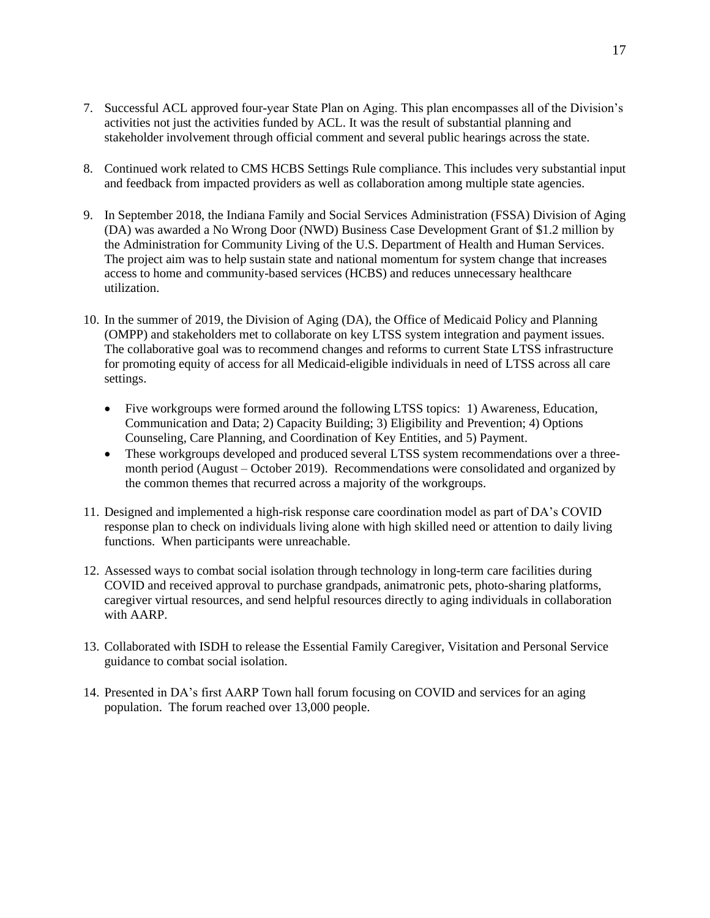7. Successful ACL approved four-year State Plan on Aging. This plan encompasses all of the Division's activities not just the activities funded by ACL. It was the result of substantial planning and stakeholder involvement through official comment and several public hearings across the state.

8. Continued work related to CMS HCBS Settings Rule compliance. This includes very substantial input and feedback from impacted providers as well as collaboration among multiple state agencies.

9. In September 2018, the Indiana Family and Social Services Administration (FSSA) Division of Aging (DA) was awarded a No Wrong Door (NWD) Business Case Development Grant of $1.2 million by the Administration for Community Living of the U.S. Department of Health and Human Services. The project aim was to help sustain state and national momentum for system change that increases access to home and community-based services (HCBS) and reduces unnecessary healthcare utilization.

10. In the summer of 2019, the Division of Aging (DA), the Office of Medicaid Policy and Planning (OMPP) and stakeholders met to collaborate on key LTSS system integration and payment issues. The collaborative goal was to recommend changes and reforms to current State LTSS infrastructure for promoting equity of access for all Medicaid-eligible individuals in need of LTSS across all care settings.

    - Five workgroups were formed around the following LTSS topics: 1) Awareness, Education, Communication and Data; 2) Capacity Building; 3) Eligibility and Prevention; 4) Options Counseling, Care Planning, and Coordination of Key Entities, and 5) Payment.
    - These workgroups developed and produced several LTSS system recommendations over a three-month period (August – October 2019). Recommendations were consolidated and organized by the common themes that recurred across a majority of the workgroups.

11. Designed and implemented a high-risk response care coordination model as part of DA's COVID response plan to check on individuals living alone with high skilled need or attention to daily living functions. When participants were unreachable.

12. Assessed ways to combat social isolation through technology in long-term care facilities during COVID and received approval to purchase grandpads, animatronic pets, photo-sharing platforms, caregiver virtual resources, and send helpful resources directly to aging individuals in collaboration with AARP.

13. Collaborated with ISDH to release the Essential Family Caregiver, Visitation and Personal Service guidance to combat social isolation.

14. Presented in DA's first AARP Town hall forum focusing on COVID and services for an aging population. The forum reached over 13,000 people.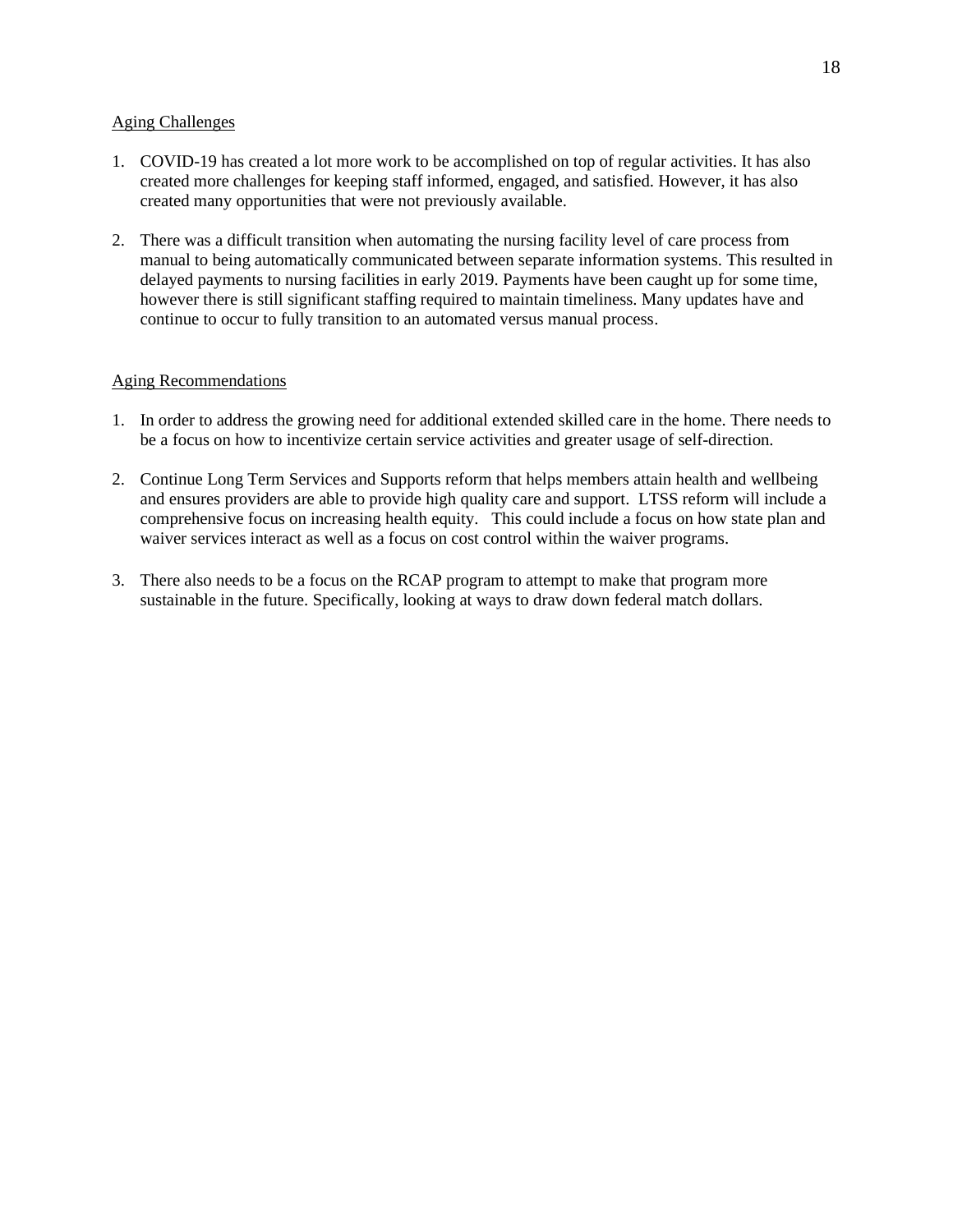Aging Challenges

1. COVID-19 has created a lot more work to be accomplished on top of regular activities. It has also created more challenges for keeping staff informed, engaged, and satisfied. However, it has also created many opportunities that were not previously available.

2. There was a difficult transition when automating the nursing facility level of care process from manual to being automatically communicated between separate information systems. This resulted in delayed payments to nursing facilities in early 2019. Payments have been caught up for some time, however there is still significant staffing required to maintain timeliness. Many updates have and continue to occur to fully transition to an automated versus manual process.

Aging Recommendations

1. In order to address the growing need for additional extended skilled care in the home. There needs to be a focus on how to incentivize certain service activities and greater usage of self-direction.

2. Continue Long Term Services and Supports reform that helps members attain health and wellbeing and ensures providers are able to provide high quality care and support. LTSS reform will include a comprehensive focus on increasing health equity. This could include a focus on how state plan and waiver services interact as well as a focus on cost control within the waiver programs.

3. There also needs to be a focus on the RCAP program to attempt to make that program more sustainable in the future. Specifically, looking at ways to draw down federal match dollars.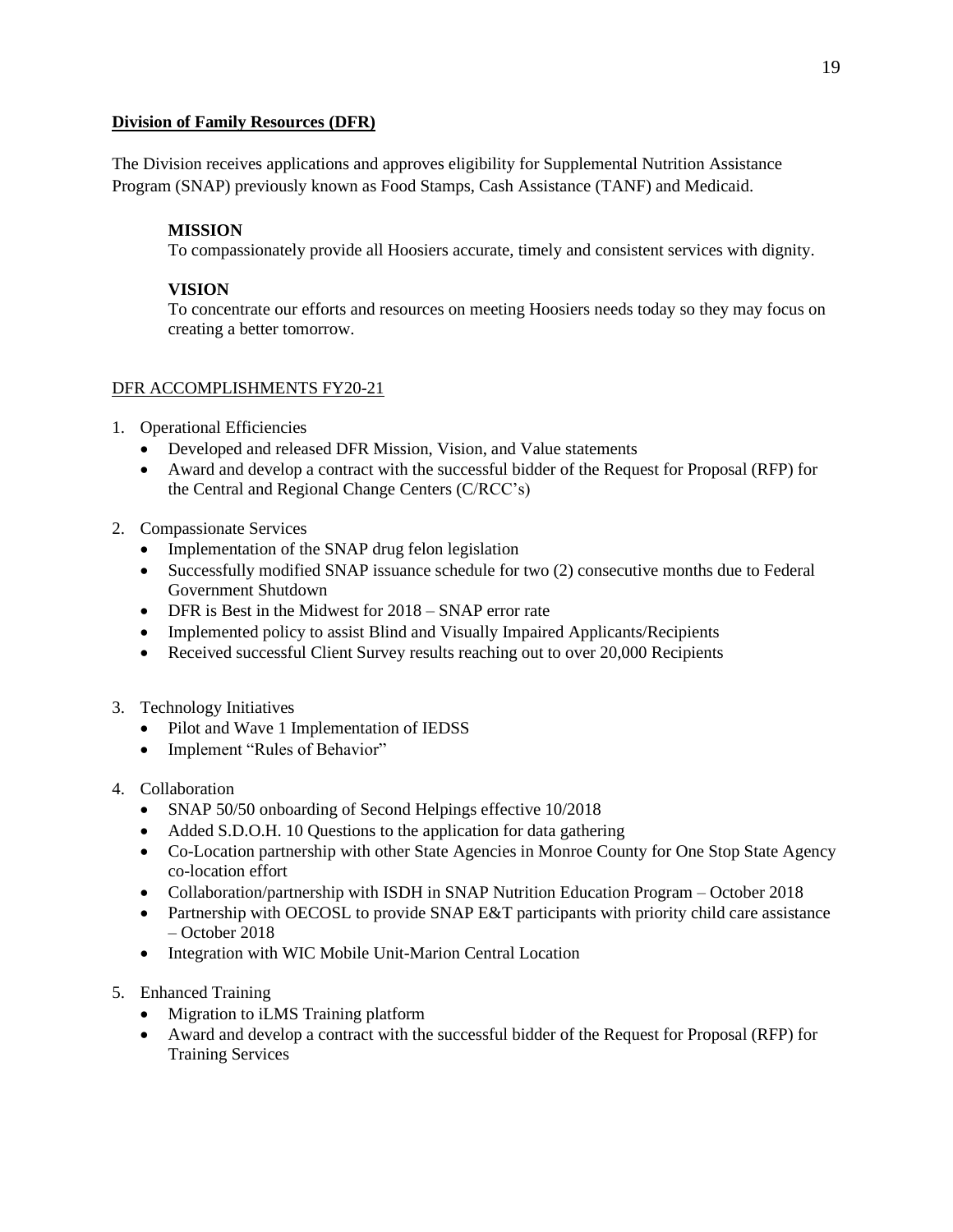## Division of Family Resources (DFR)

The Division receives applications and approves eligibility for Supplemental Nutrition Assistance Program (SNAP) previously known as Food Stamps, Cash Assistance (TANF) and Medicaid.

**MISSION**
To compassionately provide all Hoosiers accurate, timely and consistent services with dignity.

**VISION**
To concentrate our efforts and resources on meeting Hoosiers needs today so they may focus on creating a better tomorrow.

DFR ACCOMPLISHMENTS FY20-21

1. Operational Efficiencies
   - Developed and released DFR Mission, Vision, and Value statements
   - Award and develop a contract with the successful bidder of the Request for Proposal (RFP) for the Central and Regional Change Centers (C/RCC's)
2. Compassionate Services
   - Implementation of the SNAP drug felon legislation
   - Successfully modified SNAP issuance schedule for two (2) consecutive months due to Federal Government Shutdown
   - DFR is Best in the Midwest for 2018 – SNAP error rate
   - Implemented policy to assist Blind and Visually Impaired Applicants/Recipients
   - Received successful Client Survey results reaching out to over 20,000 Recipients
3. Technology Initiatives
   - Pilot and Wave 1 Implementation of IEDSS
   - Implement "Rules of Behavior"
4. Collaboration
   - SNAP 50/50 onboarding of Second Helpings effective 10/2018
   - Added S.D.O.H. 10 Questions to the application for data gathering
   - Co-Location partnership with other State Agencies in Monroe County for One Stop State Agency co-location effort
   - Collaboration/partnership with ISDH in SNAP Nutrition Education Program – October 2018
   - Partnership with OECOSL to provide SNAP E&T participants with priority child care assistance – October 2018
   - Integration with WIC Mobile Unit-Marion Central Location
5. Enhanced Training
   - Migration to iLMS Training platform
   - Award and develop a contract with the successful bidder of the Request for Proposal (RFP) for Training Services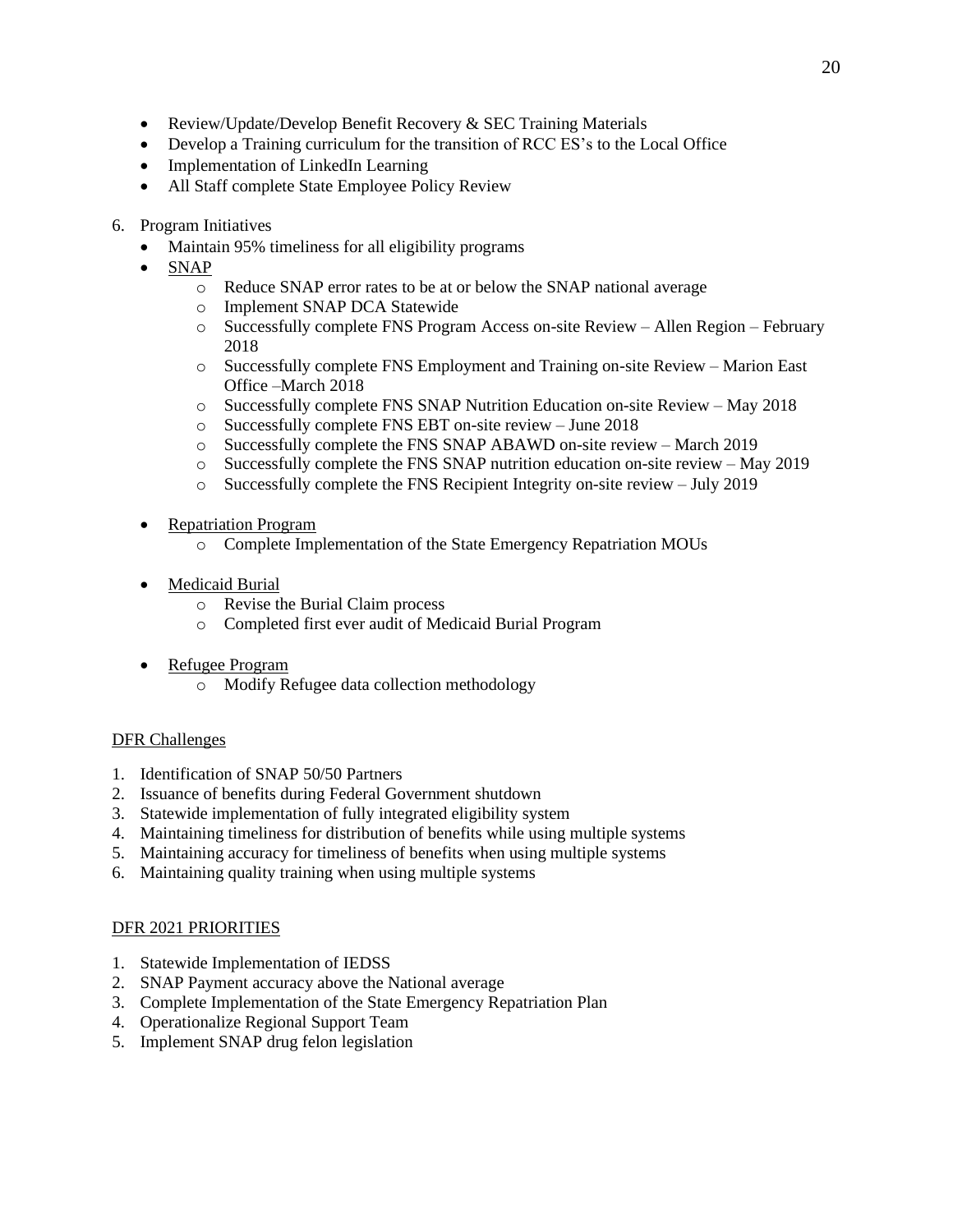- Review/Update/Develop Benefit Recovery & SEC Training Materials
- Develop a Training curriculum for the transition of RCC ES's to the Local Office
- Implementation of LinkedIn Learning
- All Staff complete State Employee Policy Review

6. Program Initiatives
   - Maintain 95% timeliness for all eligibility programs
   - <u>SNAP</u>
     - Reduce SNAP error rates to be at or below the SNAP national average
     - Implement SNAP DCA Statewide
     - Successfully complete FNS Program Access on-site Review – Allen Region – February 2018
     - Successfully complete FNS Employment and Training on-site Review – Marion East Office –March 2018
     - Successfully complete FNS SNAP Nutrition Education on-site Review – May 2018
     - Successfully complete FNS EBT on-site review – June 2018
     - Successfully complete the FNS SNAP ABAWD on-site review – March 2019
     - Successfully complete the FNS SNAP nutrition education on-site review – May 2019
     - Successfully complete the FNS Recipient Integrity on-site review – July 2019

   - <u>Repatriation Program</u>
     - Complete Implementation of the State Emergency Repatriation MOUs

   - <u>Medicaid Burial</u>
     - Revise the Burial Claim process
     - Completed first ever audit of Medicaid Burial Program

   - <u>Refugee Program</u>
     - Modify Refugee data collection methodology

<u>DFR Challenges</u>

1. Identification of SNAP 50/50 Partners
2. Issuance of benefits during Federal Government shutdown
3. Statewide implementation of fully integrated eligibility system
4. Maintaining timeliness for distribution of benefits while using multiple systems
5. Maintaining accuracy for timeliness of benefits when using multiple systems
6. Maintaining quality training when using multiple systems

<u>DFR 2021 PRIORITIES</u>

1. Statewide Implementation of IEDSS
2. SNAP Payment accuracy above the National average
3. Complete Implementation of the State Emergency Repatriation Plan
4. Operationalize Regional Support Team
5. Implement SNAP drug felon legislation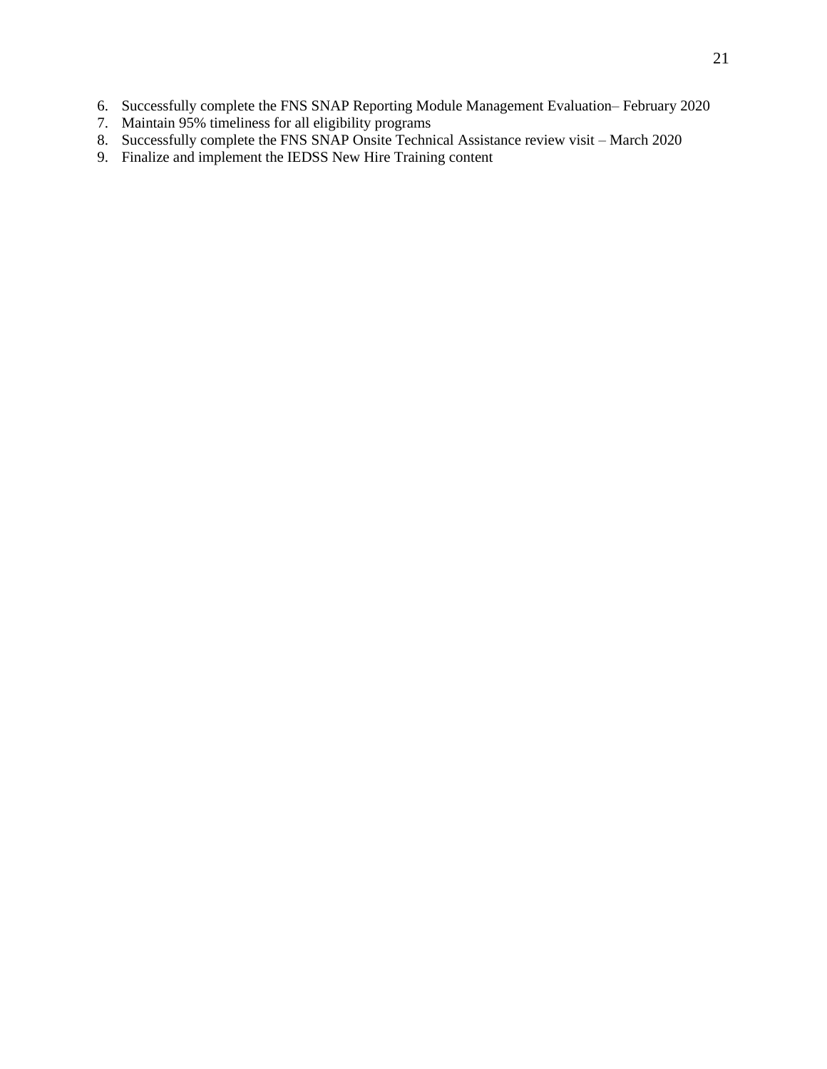6. Successfully complete the FNS SNAP Reporting Module Management Evaluation– February 2020
7. Maintain 95% timeliness for all eligibility programs
8. Successfully complete the FNS SNAP Onsite Technical Assistance review visit – March 2020
9. Finalize and implement the IEDSS New Hire Training content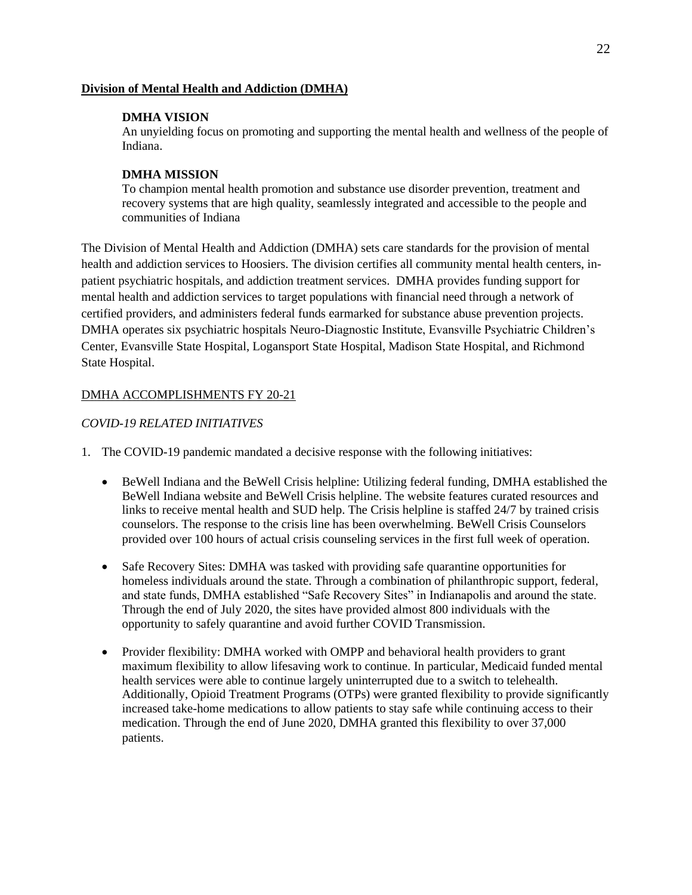**Division of Mental Health and Addiction (DMHA)**

**DMHA VISION**

An unyielding focus on promoting and supporting the mental health and wellness of the people of Indiana.

**DMHA MISSION**

To champion mental health promotion and substance use disorder prevention, treatment and recovery systems that are high quality, seamlessly integrated and accessible to the people and communities of Indiana

The Division of Mental Health and Addiction (DMHA) sets care standards for the provision of mental health and addiction services to Hoosiers. The division certifies all community mental health centers, in-patient psychiatric hospitals, and addiction treatment services. DMHA provides funding support for mental health and addiction services to target populations with financial need through a network of certified providers, and administers federal funds earmarked for substance abuse prevention projects. DMHA operates six psychiatric hospitals Neuro-Diagnostic Institute, Evansville Psychiatric Children's Center, Evansville State Hospital, Logansport State Hospital, Madison State Hospital, and Richmond State Hospital.

DMHA ACCOMPLISHMENTS FY 20-21

*COVID-19 RELATED INITIATIVES*

1. The COVID-19 pandemic mandated a decisive response with the following initiatives:

   - BeWell Indiana and the BeWell Crisis helpline: Utilizing federal funding, DMHA established the BeWell Indiana website and BeWell Crisis helpline. The website features curated resources and links to receive mental health and SUD help. The Crisis helpline is staffed 24/7 by trained crisis counselors. The response to the crisis line has been overwhelming. BeWell Crisis Counselors provided over 100 hours of actual crisis counseling services in the first full week of operation.

   - Safe Recovery Sites: DMHA was tasked with providing safe quarantine opportunities for homeless individuals around the state. Through a combination of philanthropic support, federal, and state funds, DMHA established "Safe Recovery Sites" in Indianapolis and around the state. Through the end of July 2020, the sites have provided almost 800 individuals with the opportunity to safely quarantine and avoid further COVID Transmission.

   - Provider flexibility: DMHA worked with OMPP and behavioral health providers to grant maximum flexibility to allow lifesaving work to continue. In particular, Medicaid funded mental health services were able to continue largely uninterrupted due to a switch to telehealth. Additionally, Opioid Treatment Programs (OTPs) were granted flexibility to provide significantly increased take-home medications to allow patients to stay safe while continuing access to their medication. Through the end of June 2020, DMHA granted this flexibility to over 37,000 patients.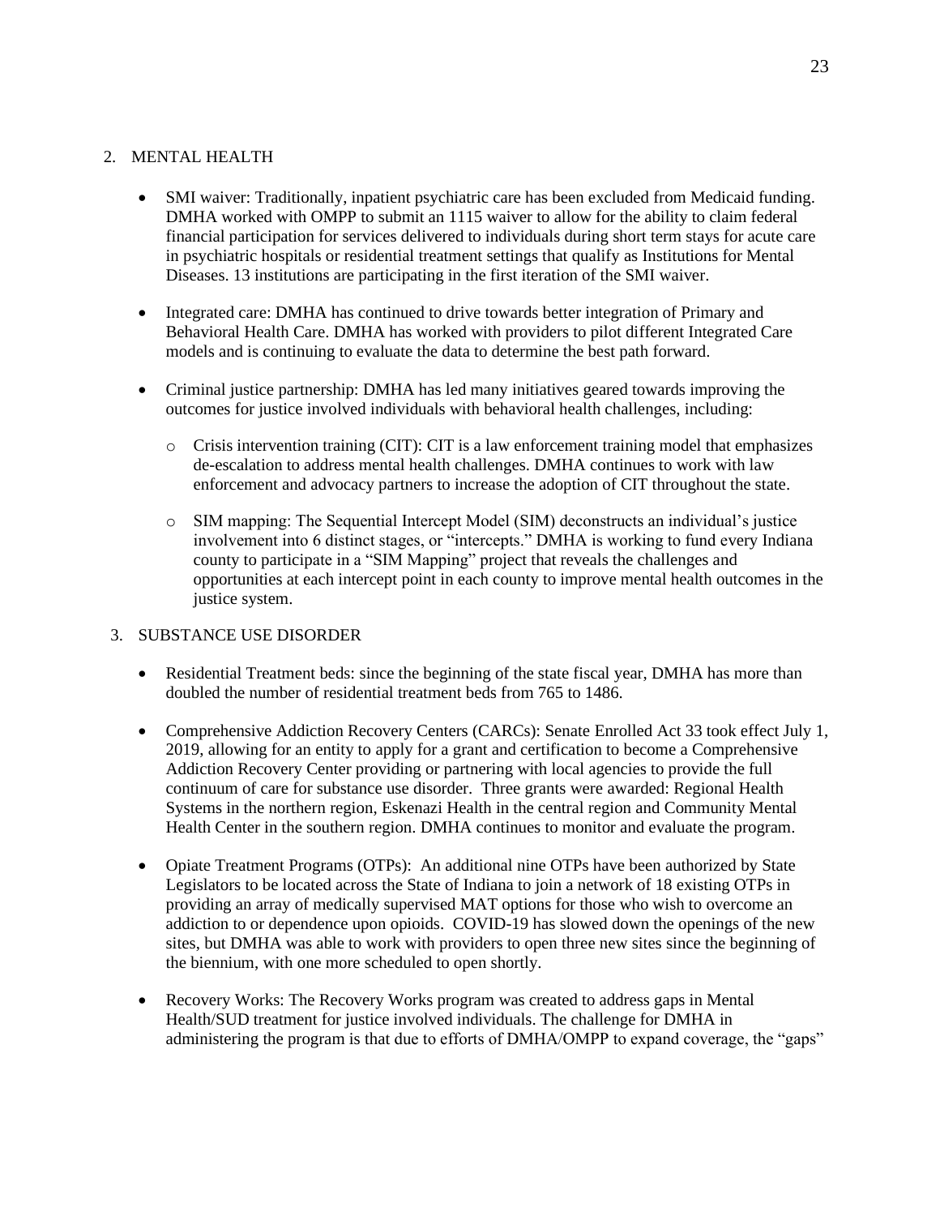2. MENTAL HEALTH

- SMI waiver: Traditionally, inpatient psychiatric care has been excluded from Medicaid funding. DMHA worked with OMPP to submit an 1115 waiver to allow for the ability to claim federal financial participation for services delivered to individuals during short term stays for acute care in psychiatric hospitals or residential treatment settings that qualify as Institutions for Mental Diseases. 13 institutions are participating in the first iteration of the SMI waiver.

- Integrated care: DMHA has continued to drive towards better integration of Primary and Behavioral Health Care. DMHA has worked with providers to pilot different Integrated Care models and is continuing to evaluate the data to determine the best path forward.

- Criminal justice partnership: DMHA has led many initiatives geared towards improving the outcomes for justice involved individuals with behavioral health challenges, including:

    - Crisis intervention training (CIT): CIT is a law enforcement training model that emphasizes de-escalation to address mental health challenges. DMHA continues to work with law enforcement and advocacy partners to increase the adoption of CIT throughout the state.

    - SIM mapping: The Sequential Intercept Model (SIM) deconstructs an individual's justice involvement into 6 distinct stages, or "intercepts." DMHA is working to fund every Indiana county to participate in a "SIM Mapping" project that reveals the challenges and opportunities at each intercept point in each county to improve mental health outcomes in the justice system.

3. SUBSTANCE USE DISORDER

- Residential Treatment beds: since the beginning of the state fiscal year, DMHA has more than doubled the number of residential treatment beds from 765 to 1486.

- Comprehensive Addiction Recovery Centers (CARCs): Senate Enrolled Act 33 took effect July 1, 2019, allowing for an entity to apply for a grant and certification to become a Comprehensive Addiction Recovery Center providing or partnering with local agencies to provide the full continuum of care for substance use disorder. Three grants were awarded: Regional Health Systems in the northern region, Eskenazi Health in the central region and Community Mental Health Center in the southern region. DMHA continues to monitor and evaluate the program.

- Opiate Treatment Programs (OTPs): An additional nine OTPs have been authorized by State Legislators to be located across the State of Indiana to join a network of 18 existing OTPs in providing an array of medically supervised MAT options for those who wish to overcome an addiction to or dependence upon opioids. COVID-19 has slowed down the openings of the new sites, but DMHA was able to work with providers to open three new sites since the beginning of the biennium, with one more scheduled to open shortly.

- Recovery Works: The Recovery Works program was created to address gaps in Mental Health/SUD treatment for justice involved individuals. The challenge for DMHA in administering the program is that due to efforts of DMHA/OMPP to expand coverage, the "gaps"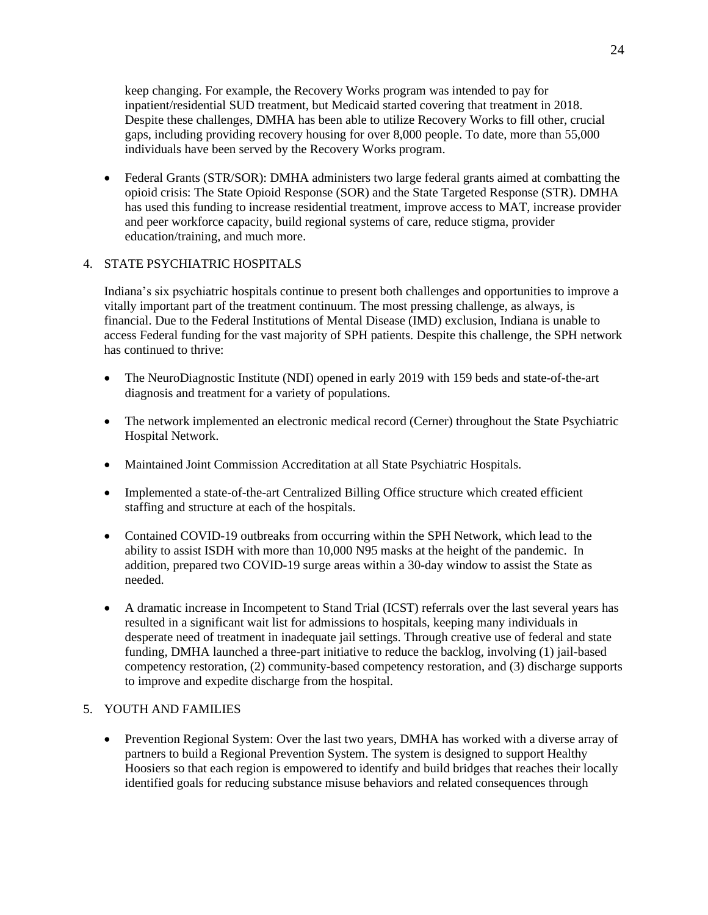keep changing. For example, the Recovery Works program was intended to pay for inpatient/residential SUD treatment, but Medicaid started covering that treatment in 2018. Despite these challenges, DMHA has been able to utilize Recovery Works to fill other, crucial gaps, including providing recovery housing for over 8,000 people. To date, more than 55,000 individuals have been served by the Recovery Works program.

- Federal Grants (STR/SOR): DMHA administers two large federal grants aimed at combatting the opioid crisis: The State Opioid Response (SOR) and the State Targeted Response (STR). DMHA has used this funding to increase residential treatment, improve access to MAT, increase provider and peer workforce capacity, build regional systems of care, reduce stigma, provider education/training, and much more.

4. STATE PSYCHIATRIC HOSPITALS

Indiana's six psychiatric hospitals continue to present both challenges and opportunities to improve a vitally important part of the treatment continuum. The most pressing challenge, as always, is financial. Due to the Federal Institutions of Mental Disease (IMD) exclusion, Indiana is unable to access Federal funding for the vast majority of SPH patients. Despite this challenge, the SPH network has continued to thrive:

- The NeuroDiagnostic Institute (NDI) opened in early 2019 with 159 beds and state-of-the-art diagnosis and treatment for a variety of populations.

- The network implemented an electronic medical record (Cerner) throughout the State Psychiatric Hospital Network.

- Maintained Joint Commission Accreditation at all State Psychiatric Hospitals.

- Implemented a state-of-the-art Centralized Billing Office structure which created efficient staffing and structure at each of the hospitals.

- Contained COVID-19 outbreaks from occurring within the SPH Network, which lead to the ability to assist ISDH with more than 10,000 N95 masks at the height of the pandemic. In addition, prepared two COVID-19 surge areas within a 30-day window to assist the State as needed.

- A dramatic increase in Incompetent to Stand Trial (ICST) referrals over the last several years has resulted in a significant wait list for admissions to hospitals, keeping many individuals in desperate need of treatment in inadequate jail settings. Through creative use of federal and state funding, DMHA launched a three-part initiative to reduce the backlog, involving (1) jail-based competency restoration, (2) community-based competency restoration, and (3) discharge supports to improve and expedite discharge from the hospital.

5. YOUTH AND FAMILIES

- Prevention Regional System: Over the last two years, DMHA has worked with a diverse array of partners to build a Regional Prevention System. The system is designed to support Healthy Hoosiers so that each region is empowered to identify and build bridges that reaches their locally identified goals for reducing substance misuse behaviors and related consequences through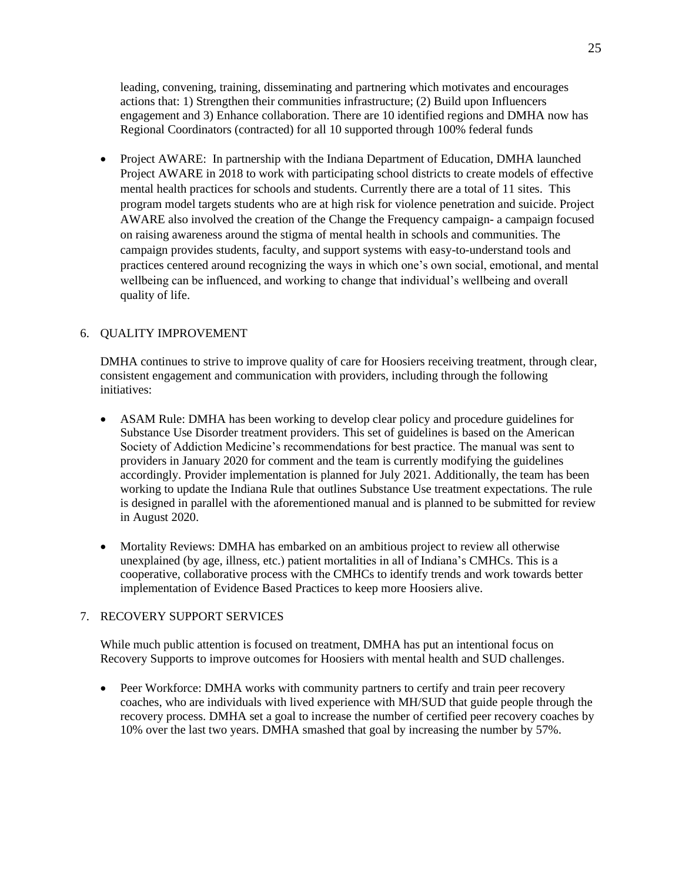leading, convening, training, disseminating and partnering which motivates and encourages actions that: 1) Strengthen their communities infrastructure; (2) Build upon Influencers engagement and 3) Enhance collaboration. There are 10 identified regions and DMHA now has Regional Coordinators (contracted) for all 10 supported through 100% federal funds

- Project AWARE: In partnership with the Indiana Department of Education, DMHA launched Project AWARE in 2018 to work with participating school districts to create models of effective mental health practices for schools and students. Currently there are a total of 11 sites. This program model targets students who are at high risk for violence penetration and suicide. Project AWARE also involved the creation of the Change the Frequency campaign- a campaign focused on raising awareness around the stigma of mental health in schools and communities. The campaign provides students, faculty, and support systems with easy-to-understand tools and practices centered around recognizing the ways in which one's own social, emotional, and mental wellbeing can be influenced, and working to change that individual's wellbeing and overall quality of life.

6. QUALITY IMPROVEMENT

DMHA continues to strive to improve quality of care for Hoosiers receiving treatment, through clear, consistent engagement and communication with providers, including through the following initiatives:

- ASAM Rule: DMHA has been working to develop clear policy and procedure guidelines for Substance Use Disorder treatment providers. This set of guidelines is based on the American Society of Addiction Medicine's recommendations for best practice. The manual was sent to providers in January 2020 for comment and the team is currently modifying the guidelines accordingly. Provider implementation is planned for July 2021. Additionally, the team has been working to update the Indiana Rule that outlines Substance Use treatment expectations. The rule is designed in parallel with the aforementioned manual and is planned to be submitted for review in August 2020.

- Mortality Reviews: DMHA has embarked on an ambitious project to review all otherwise unexplained (by age, illness, etc.) patient mortalities in all of Indiana's CMHCs. This is a cooperative, collaborative process with the CMHCs to identify trends and work towards better implementation of Evidence Based Practices to keep more Hoosiers alive.

7. RECOVERY SUPPORT SERVICES

While much public attention is focused on treatment, DMHA has put an intentional focus on Recovery Supports to improve outcomes for Hoosiers with mental health and SUD challenges.

- Peer Workforce: DMHA works with community partners to certify and train peer recovery coaches, who are individuals with lived experience with MH/SUD that guide people through the recovery process. DMHA set a goal to increase the number of certified peer recovery coaches by 10% over the last two years. DMHA smashed that goal by increasing the number by 57%.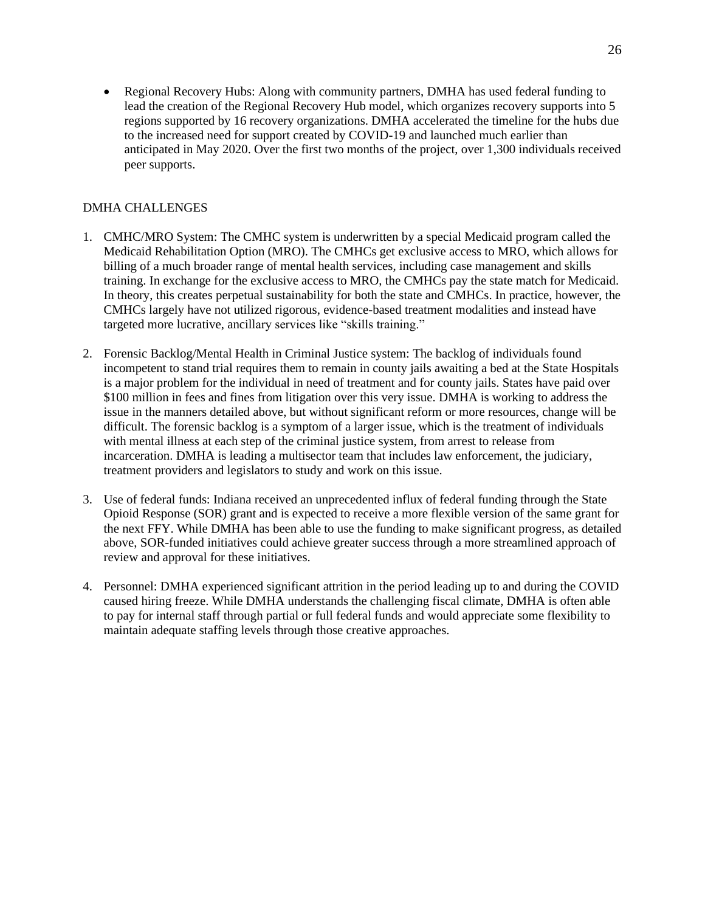- Regional Recovery Hubs: Along with community partners, DMHA has used federal funding to lead the creation of the Regional Recovery Hub model, which organizes recovery supports into 5 regions supported by 16 recovery organizations. DMHA accelerated the timeline for the hubs due to the increased need for support created by COVID-19 and launched much earlier than anticipated in May 2020. Over the first two months of the project, over 1,300 individuals received peer supports.

DMHA CHALLENGES

1. CMHC/MRO System: The CMHC system is underwritten by a special Medicaid program called the Medicaid Rehabilitation Option (MRO). The CMHCs get exclusive access to MRO, which allows for billing of a much broader range of mental health services, including case management and skills training. In exchange for the exclusive access to MRO, the CMHCs pay the state match for Medicaid. In theory, this creates perpetual sustainability for both the state and CMHCs. In practice, however, the CMHCs largely have not utilized rigorous, evidence-based treatment modalities and instead have targeted more lucrative, ancillary services like "skills training."

2. Forensic Backlog/Mental Health in Criminal Justice system: The backlog of individuals found incompetent to stand trial requires them to remain in county jails awaiting a bed at the State Hospitals is a major problem for the individual in need of treatment and for county jails. States have paid over $100 million in fees and fines from litigation over this very issue. DMHA is working to address the issue in the manners detailed above, but without significant reform or more resources, change will be difficult. The forensic backlog is a symptom of a larger issue, which is the treatment of individuals with mental illness at each step of the criminal justice system, from arrest to release from incarceration. DMHA is leading a multisector team that includes law enforcement, the judiciary, treatment providers and legislators to study and work on this issue.

3. Use of federal funds: Indiana received an unprecedented influx of federal funding through the State Opioid Response (SOR) grant and is expected to receive a more flexible version of the same grant for the next FFY. While DMHA has been able to use the funding to make significant progress, as detailed above, SOR-funded initiatives could achieve greater success through a more streamlined approach of review and approval for these initiatives.

4. Personnel: DMHA experienced significant attrition in the period leading up to and during the COVID caused hiring freeze. While DMHA understands the challenging fiscal climate, DMHA is often able to pay for internal staff through partial or full federal funds and would appreciate some flexibility to maintain adequate staffing levels through those creative approaches.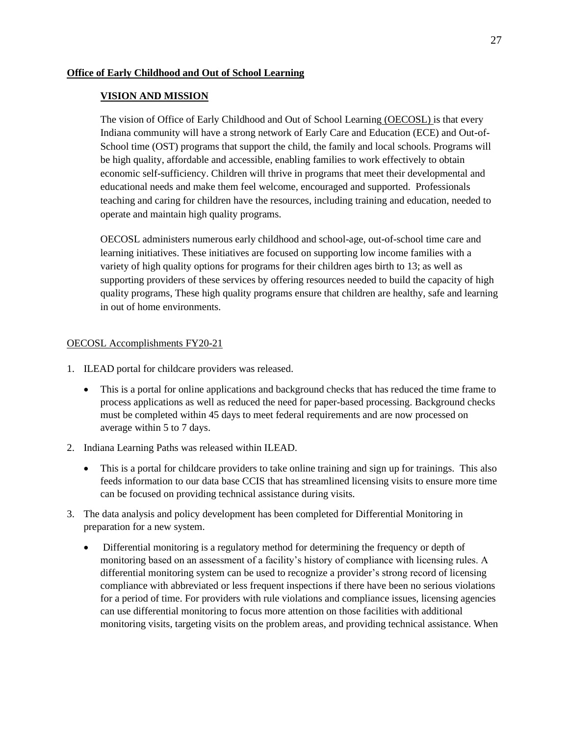**Office of Early Childhood and Out of School Learning**

## VISION AND MISSION

The vision of Office of Early Childhood and Out of School Learning (OECOSL) is that every Indiana community will have a strong network of Early Care and Education (ECE) and Out-of-School time (OST) programs that support the child, the family and local schools. Programs will be high quality, affordable and accessible, enabling families to work effectively to obtain economic self-sufficiency. Children will thrive in programs that meet their developmental and educational needs and make them feel welcome, encouraged and supported. Professionals teaching and caring for children have the resources, including training and education, needed to operate and maintain high quality programs.

OECOSL administers numerous early childhood and school-age, out-of-school time care and learning initiatives. These initiatives are focused on supporting low income families with a variety of high quality options for programs for their children ages birth to 13; as well as supporting providers of these services by offering resources needed to build the capacity of high quality programs, These high quality programs ensure that children are healthy, safe and learning in out of home environments.

OECOSL Accomplishments FY20-21

1. ILEAD portal for childcare providers was released.
   - This is a portal for online applications and background checks that has reduced the time frame to process applications as well as reduced the need for paper-based processing. Background checks must be completed within 45 days to meet federal requirements and are now processed on average within 5 to 7 days.
2. Indiana Learning Paths was released within ILEAD.
   - This is a portal for childcare providers to take online training and sign up for trainings. This also feeds information to our data base CCIS that has streamlined licensing visits to ensure more time can be focused on providing technical assistance during visits.
3. The data analysis and policy development has been completed for Differential Monitoring in preparation for a new system.
   - Differential monitoring is a regulatory method for determining the frequency or depth of monitoring based on an assessment of a facility's history of compliance with licensing rules. A differential monitoring system can be used to recognize a provider's strong record of licensing compliance with abbreviated or less frequent inspections if there have been no serious violations for a period of time. For providers with rule violations and compliance issues, licensing agencies can use differential monitoring to focus more attention on those facilities with additional monitoring visits, targeting visits on the problem areas, and providing technical assistance. When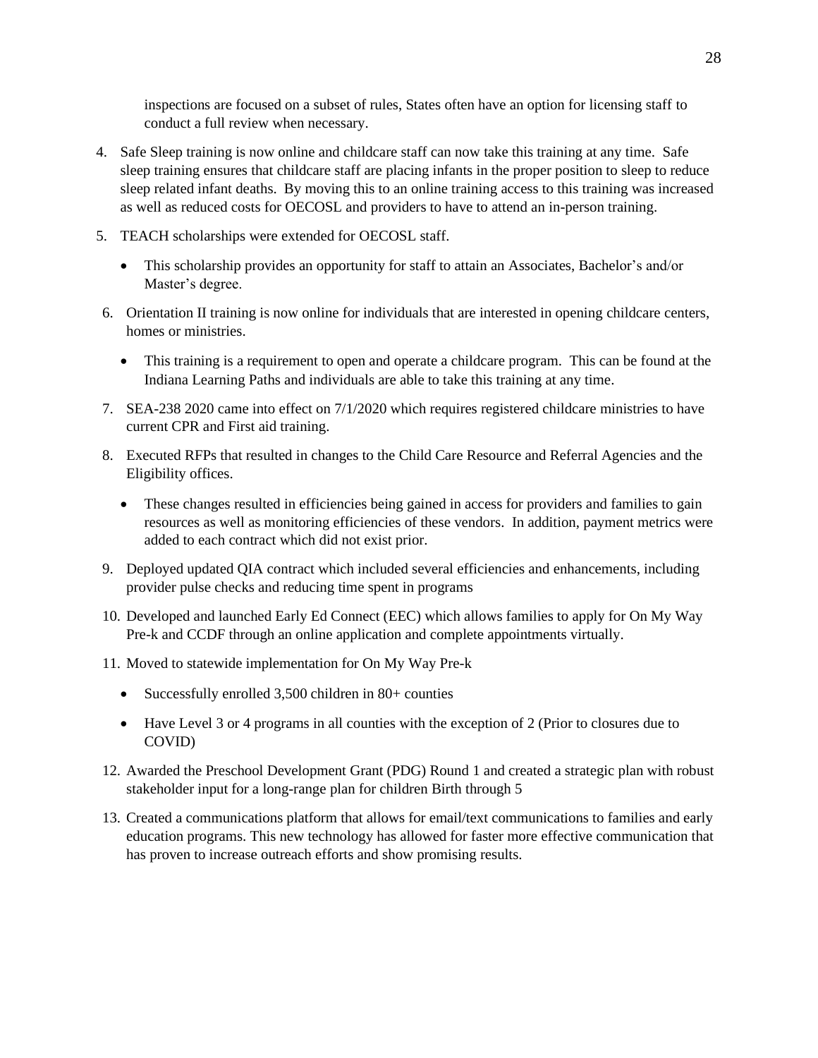inspections are focused on a subset of rules, States often have an option for licensing staff to conduct a full review when necessary.

4. Safe Sleep training is now online and childcare staff can now take this training at any time. Safe sleep training ensures that childcare staff are placing infants in the proper position to sleep to reduce sleep related infant deaths. By moving this to an online training access to this training was increased as well as reduced costs for OECOSL and providers to have to attend an in-person training.
5. TEACH scholarships were extended for OECOSL staff.
   - This scholarship provides an opportunity for staff to attain an Associates, Bachelor's and/or Master's degree.
6. Orientation II training is now online for individuals that are interested in opening childcare centers, homes or ministries.
   - This training is a requirement to open and operate a childcare program. This can be found at the Indiana Learning Paths and individuals are able to take this training at any time.
7. SEA-238 2020 came into effect on 7/1/2020 which requires registered childcare ministries to have current CPR and First aid training.
8. Executed RFPs that resulted in changes to the Child Care Resource and Referral Agencies and the Eligibility offices.
   - These changes resulted in efficiencies being gained in access for providers and families to gain resources as well as monitoring efficiencies of these vendors. In addition, payment metrics were added to each contract which did not exist prior.
9. Deployed updated QIA contract which included several efficiencies and enhancements, including provider pulse checks and reducing time spent in programs
10. Developed and launched Early Ed Connect (EEC) which allows families to apply for On My Way Pre-k and CCDF through an online application and complete appointments virtually.
11. Moved to statewide implementation for On My Way Pre-k
    - Successfully enrolled 3,500 children in 80+ counties
    - Have Level 3 or 4 programs in all counties with the exception of 2 (Prior to closures due to COVID)
12. Awarded the Preschool Development Grant (PDG) Round 1 and created a strategic plan with robust stakeholder input for a long-range plan for children Birth through 5
13. Created a communications platform that allows for email/text communications to families and early education programs. This new technology has allowed for faster more effective communication that has proven to increase outreach efforts and show promising results.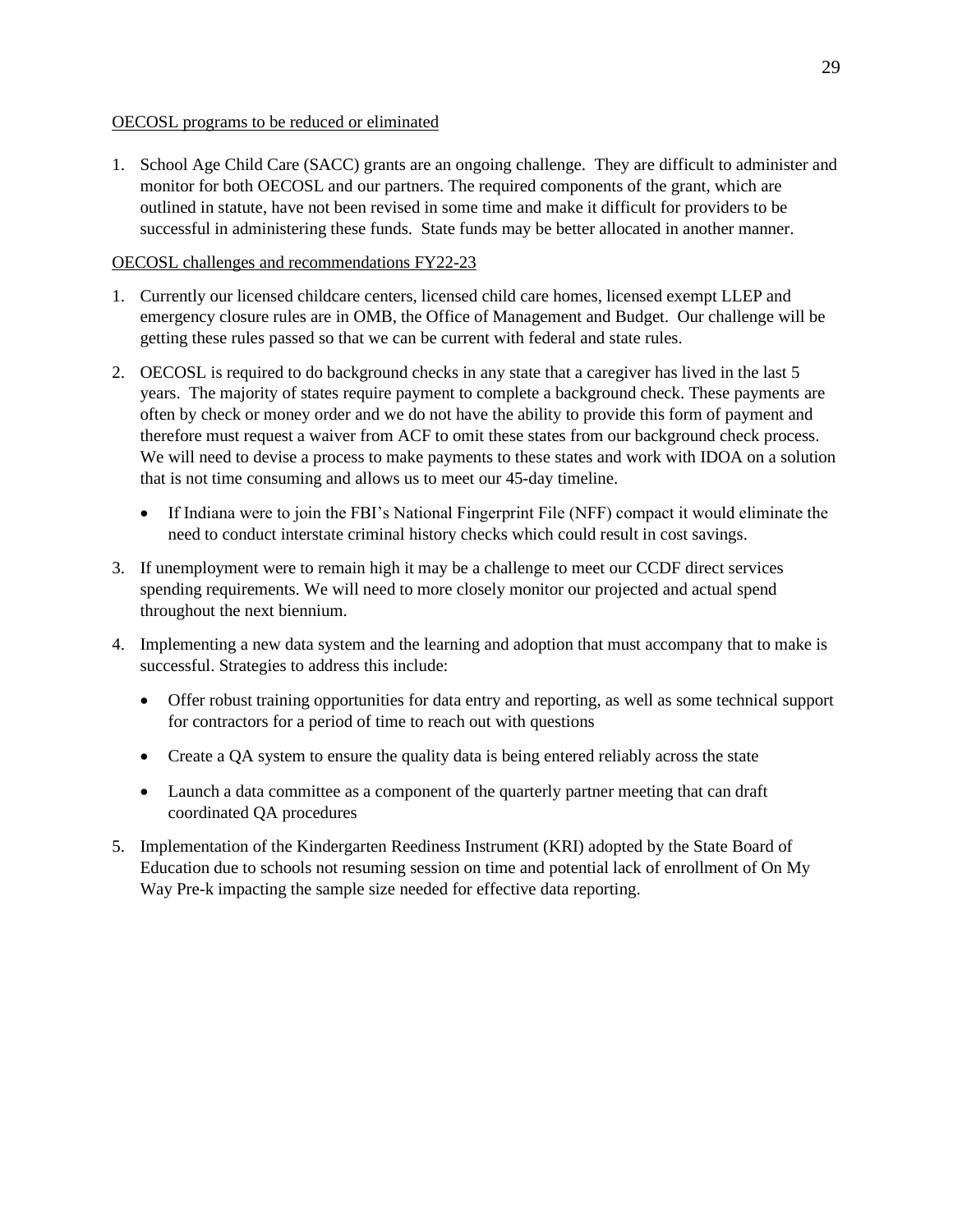OECOSL programs to be reduced or eliminated

1. School Age Child Care (SACC) grants are an ongoing challenge. They are difficult to administer and monitor for both OECOSL and our partners. The required components of the grant, which are outlined in statute, have not been revised in some time and make it difficult for providers to be successful in administering these funds. State funds may be better allocated in another manner.

OECOSL challenges and recommendations FY22-23

1. Currently our licensed childcare centers, licensed child care homes, licensed exempt LLEP and emergency closure rules are in OMB, the Office of Management and Budget. Our challenge will be getting these rules passed so that we can be current with federal and state rules.

2. OECOSL is required to do background checks in any state that a caregiver has lived in the last 5 years. The majority of states require payment to complete a background check. These payments are often by check or money order and we do not have the ability to provide this form of payment and therefore must request a waiver from ACF to omit these states from our background check process. We will need to devise a process to make payments to these states and work with IDOA on a solution that is not time consuming and allows us to meet our 45-day timeline.
   - If Indiana were to join the FBI's National Fingerprint File (NFF) compact it would eliminate the need to conduct interstate criminal history checks which could result in cost savings.

3. If unemployment were to remain high it may be a challenge to meet our CCDF direct services spending requirements. We will need to more closely monitor our projected and actual spend throughout the next biennium.

4. Implementing a new data system and the learning and adoption that must accompany that to make is successful. Strategies to address this include:
   - Offer robust training opportunities for data entry and reporting, as well as some technical support for contractors for a period of time to reach out with questions
   - Create a QA system to ensure the quality data is being entered reliably across the state
   - Launch a data committee as a component of the quarterly partner meeting that can draft coordinated QA procedures

5. Implementation of the Kindergarten Reediness Instrument (KRI) adopted by the State Board of Education due to schools not resuming session on time and potential lack of enrollment of On My Way Pre-k impacting the sample size needed for effective data reporting.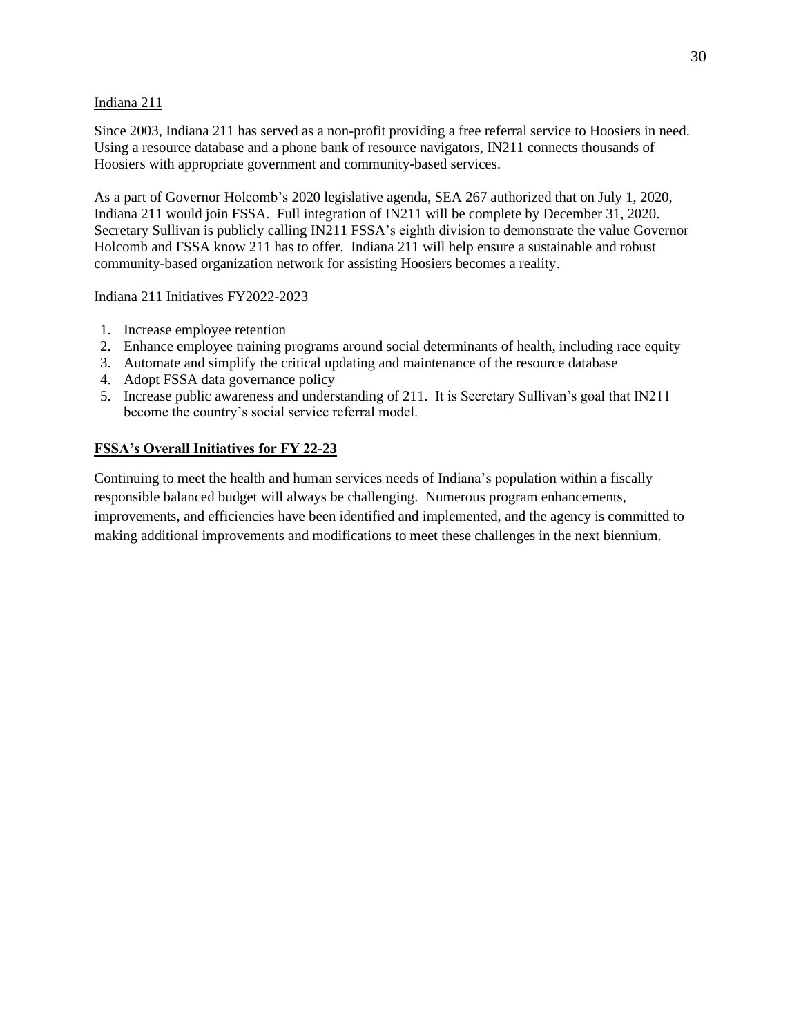Indiana 211

Since 2003, Indiana 211 has served as a non-profit providing a free referral service to Hoosiers in need. Using a resource database and a phone bank of resource navigators, IN211 connects thousands of Hoosiers with appropriate government and community-based services.

As a part of Governor Holcomb's 2020 legislative agenda, SEA 267 authorized that on July 1, 2020, Indiana 211 would join FSSA. Full integration of IN211 will be complete by December 31, 2020. Secretary Sullivan is publicly calling IN211 FSSA's eighth division to demonstrate the value Governor Holcomb and FSSA know 211 has to offer. Indiana 211 will help ensure a sustainable and robust community-based organization network for assisting Hoosiers becomes a reality.

Indiana 211 Initiatives FY2022-2023

1. Increase employee retention
2. Enhance employee training programs around social determinants of health, including race equity
3. Automate and simplify the critical updating and maintenance of the resource database
4. Adopt FSSA data governance policy
5. Increase public awareness and understanding of 211. It is Secretary Sullivan's goal that IN211 become the country's social service referral model.

## FSSA's Overall Initiatives for FY 22-23

Continuing to meet the health and human services needs of Indiana's population within a fiscally responsible balanced budget will always be challenging. Numerous program enhancements, improvements, and efficiencies have been identified and implemented, and the agency is committed to making additional improvements and modifications to meet these challenges in the next biennium.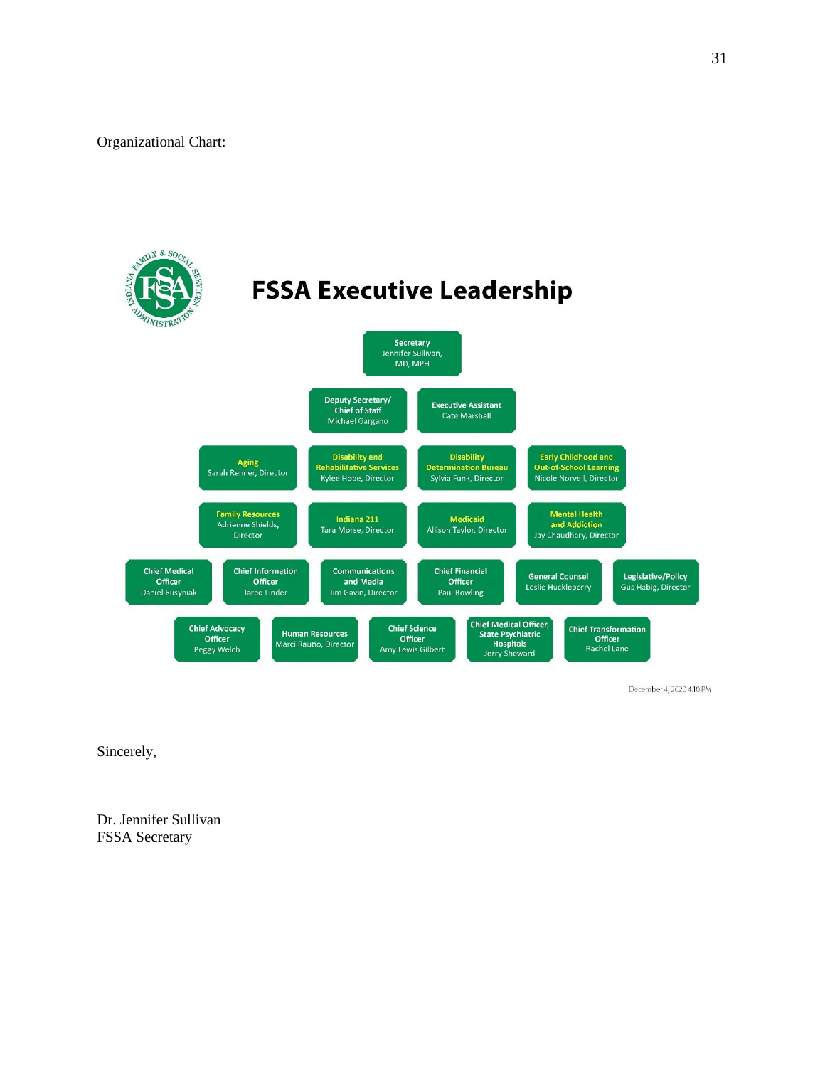Organizational Chart:

FSSA Executive Leadership

Secretary
Jennifer Sullivan, MD, MPH

Deputy Secretary/ Chief of Staff
Michael Gargano

Executive Assistant
Cate Marshall

Aging
Sarah Renner, Director

Disability and Rehabilitative Services
Kylee Hope, Director

Disability Determination Bureau
Sylvia Funk, Director

Early Childhood and Out-of-School Learning
Nicole Norvell, Director

Family Resources
Adrienne Shields, Director

Indiana 211
Tara Morse, Director

Medicaid
Allison Taylor, Director

Mental Health and Addiction
Jay Chaudhary, Director

Chief Medical Officer
Daniel Rusyniak

Chief Information Officer
Jared Linder

Communications and Media
Jim Gavin, Director

Chief Financial Officer
Paul Bowling

General Counsel
Leslie Huckleberry

Legislative/Policy
Gus Habig, Director

Chief Advocacy Officer
Peggy Welch

Human Resources
Marci Rautio, Director

Chief Science Officer
Amy Lewis Gilbert

Chief Medical Officer, State Psychiatric Hospitals
Jerry Sheward

Chief Transformation Officer
Rachel Lane

December 4, 2020 4:10 PM

Sincerely,

Dr. Jennifer Sullivan
FSSA Secretary